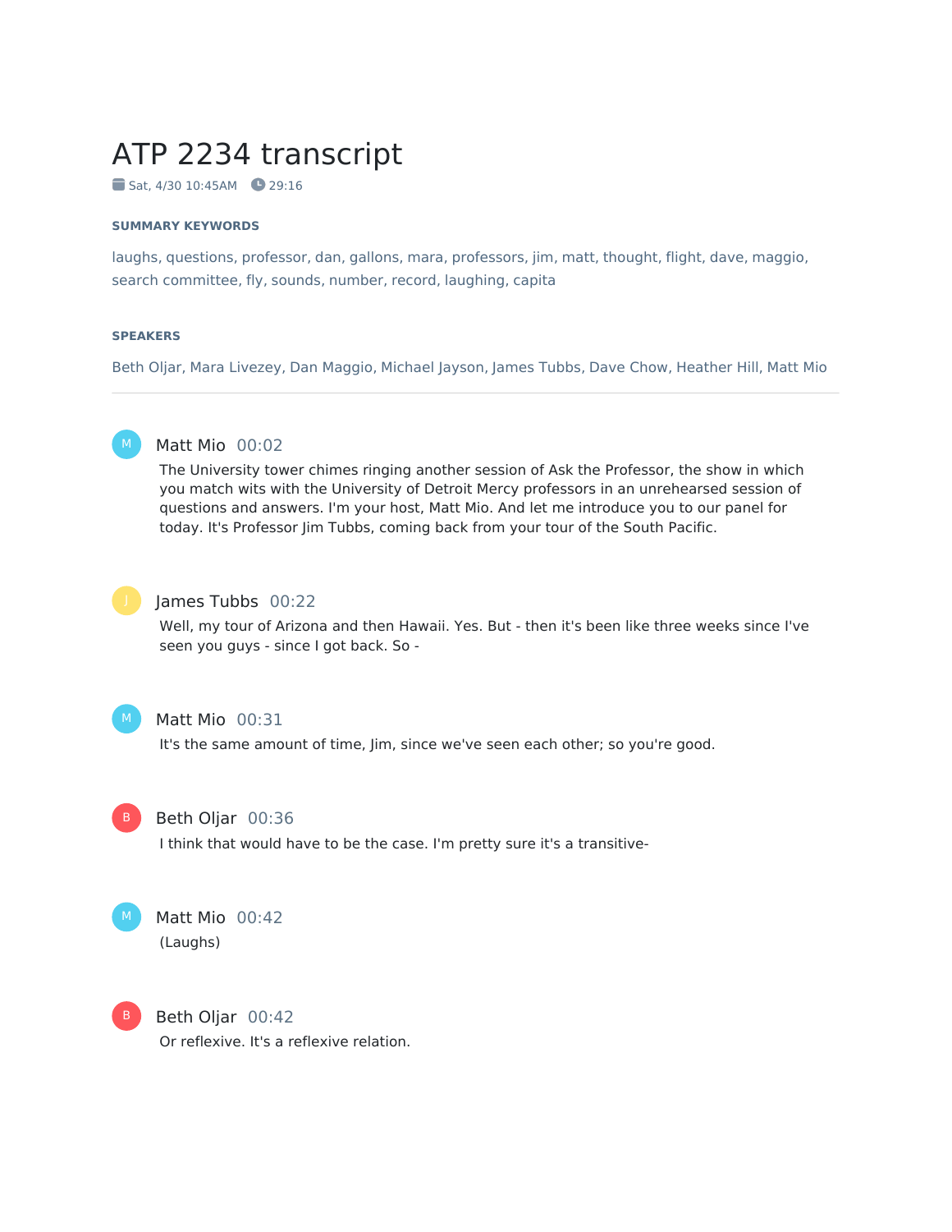# ATP 2234 transcript

Sat, 4/30 10:45AM 29:16

**SUMMARY KEYWORDS**

laughs, questions, professor, dan, gallons, mara, professors, jim, matt, thought, flight, dave, maggio, search committee, fly, sounds, number, record, laughing, capita

**SPEAKERS**

Beth Oljar, Mara Livezey, Dan Maggio, Michael Jayson, James Tubbs, Dave Chow, Heather Hill, Matt Mio

---

**Matt Mio** 00:02

The University tower chimes ringing another session of Ask the Professor, the show in which you match wits with the University of Detroit Mercy professors in an unrehearsed session of questions and answers. I'm your host, Matt Mio. And let me introduce you to our panel for today. It's Professor Jim Tubbs, coming back from your tour of the South Pacific.

**James Tubbs** 00:22

Well, my tour of Arizona and then Hawaii. Yes. But - then it's been like three weeks since I've seen you guys - since I got back. So -

**Matt Mio** 00:31

It's the same amount of time, Jim, since we've seen each other; so you're good.

**Beth Oljar** 00:36

I think that would have to be the case. I'm pretty sure it's a transitive-

**Matt Mio** 00:42

(Laughs)

**Beth Oljar** 00:42

Or reflexive. It's a reflexive relation.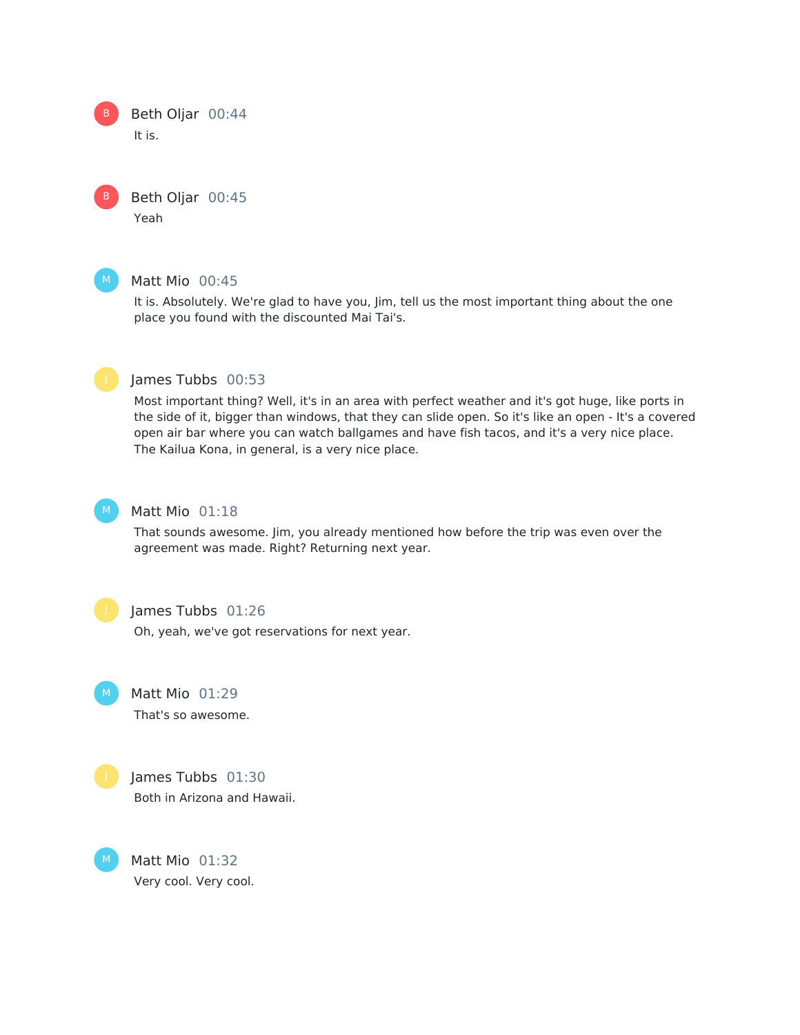**Beth Oljar** 00:44

It is.

**Beth Oljar** 00:45

Yeah

**Matt Mio** 00:45

It is. Absolutely. We're glad to have you, Jim, tell us the most important thing about the one place you found with the discounted Mai Tai's.

**James Tubbs** 00:53

Most important thing? Well, it's in an area with perfect weather and it's got huge, like ports in the side of it, bigger than windows, that they can slide open. So it's like an open - It's a covered open air bar where you can watch ballgames and have fish tacos, and it's a very nice place. The Kailua Kona, in general, is a very nice place.

**Matt Mio** 01:18

That sounds awesome. Jim, you already mentioned how before the trip was even over the agreement was made. Right? Returning next year.

**James Tubbs** 01:26

Oh, yeah, we've got reservations for next year.

**Matt Mio** 01:29

That's so awesome.

**James Tubbs** 01:30

Both in Arizona and Hawaii.

**Matt Mio** 01:32

Very cool. Very cool.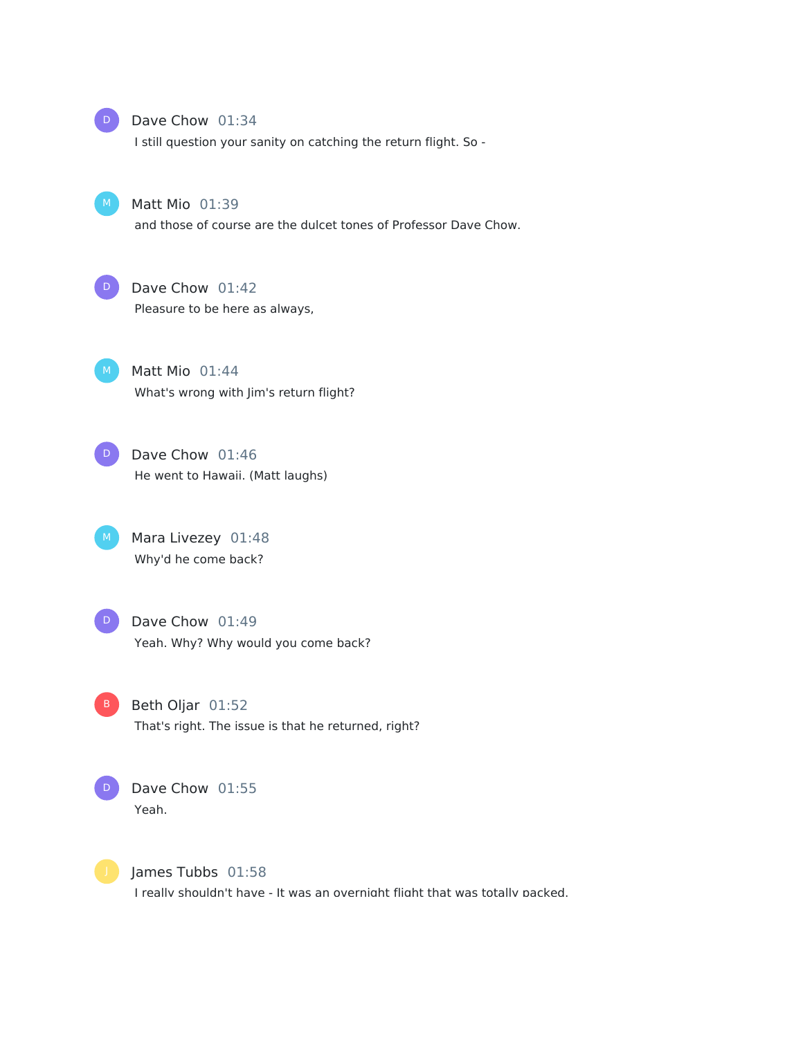**Dave Chow** 01:34
I still question your sanity on catching the return flight. So -

**Matt Mio** 01:39
and those of course are the dulcet tones of Professor Dave Chow.

**Dave Chow** 01:42
Pleasure to be here as always,

**Matt Mio** 01:44
What's wrong with Jim's return flight?

**Dave Chow** 01:46
He went to Hawaii. (Matt laughs)

**Mara Livezey** 01:48
Why'd he come back?

**Dave Chow** 01:49
Yeah. Why? Why would you come back?

**Beth Oljar** 01:52
That's right. The issue is that he returned, right?

**Dave Chow** 01:55
Yeah.

**James Tubbs** 01:58
I really shouldn't have - It was an overnight flight that was totally packed.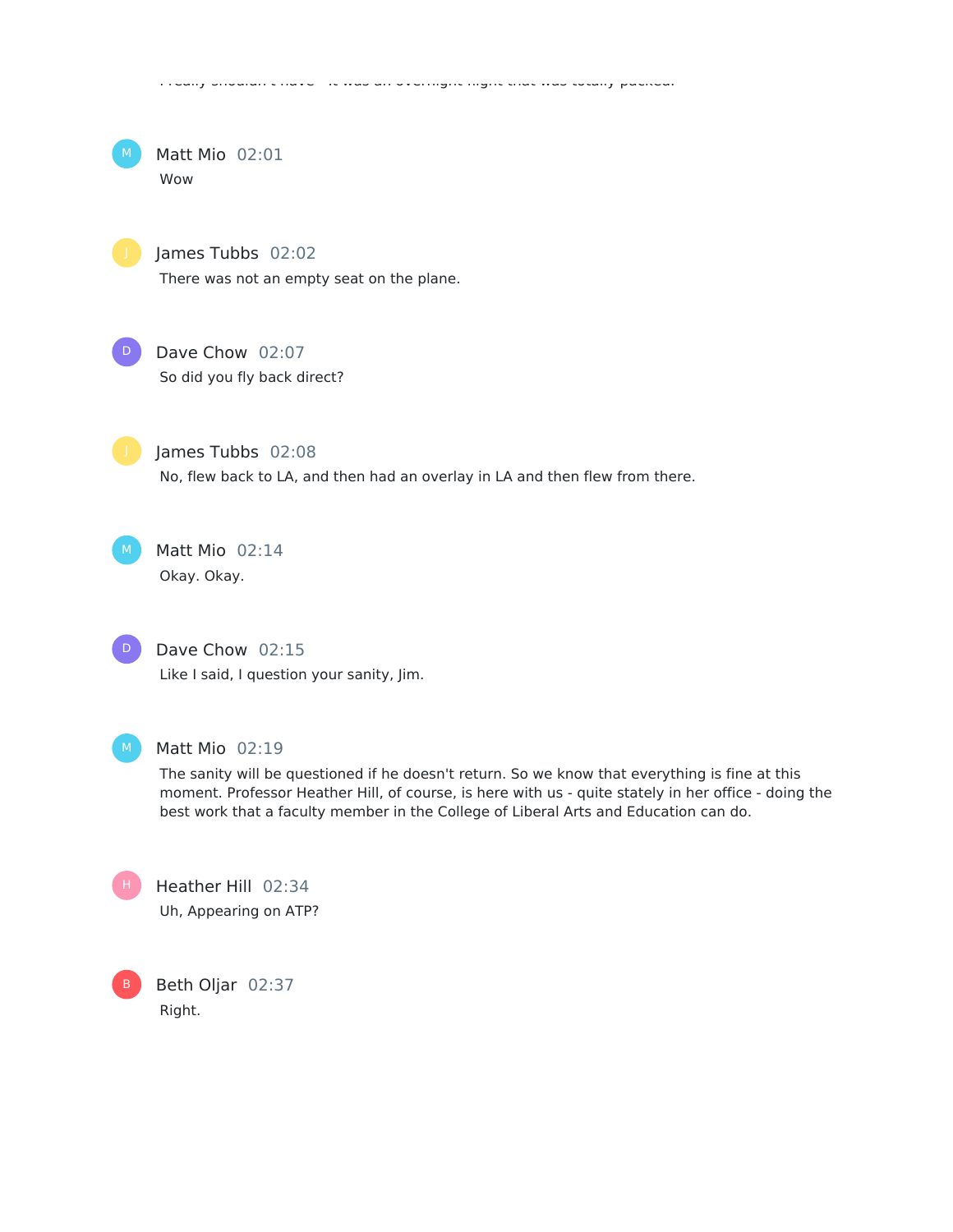I really shouldn't have - it was an overnight flight that was totally packed.

**Matt Mio** 02:01

Wow

**James Tubbs** 02:02

There was not an empty seat on the plane.

**Dave Chow** 02:07

So did you fly back direct?

**James Tubbs** 02:08

No, flew back to LA, and then had an overlay in LA and then flew from there.

**Matt Mio** 02:14

Okay. Okay.

**Dave Chow** 02:15

Like I said, I question your sanity, Jim.

**Matt Mio** 02:19

The sanity will be questioned if he doesn't return. So we know that everything is fine at this moment. Professor Heather Hill, of course, is here with us - quite stately in her office - doing the best work that a faculty member in the College of Liberal Arts and Education can do.

**Heather Hill** 02:34

Uh, Appearing on ATP?

**Beth Oljar** 02:37

Right.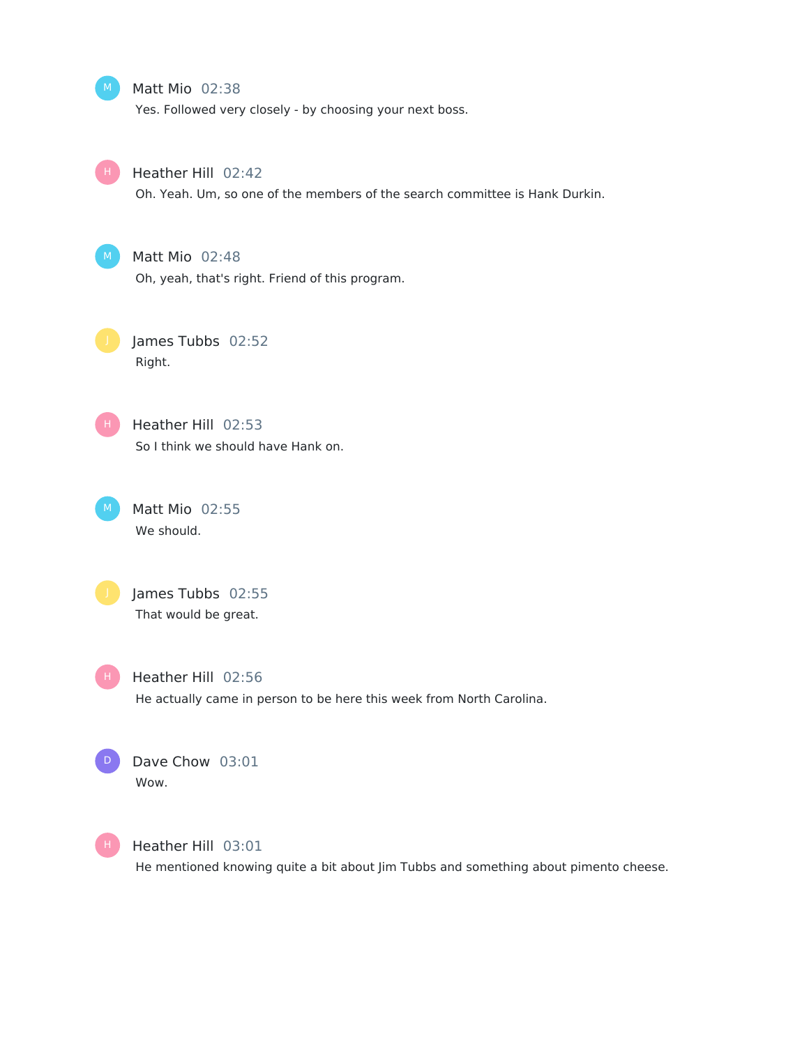Matt Mio 02:38
Yes. Followed very closely - by choosing your next boss.

Heather Hill 02:42
Oh. Yeah. Um, so one of the members of the search committee is Hank Durkin.

Matt Mio 02:48
Oh, yeah, that's right. Friend of this program.

James Tubbs 02:52
Right.

Heather Hill 02:53
So I think we should have Hank on.

Matt Mio 02:55
We should.

James Tubbs 02:55
That would be great.

Heather Hill 02:56
He actually came in person to be here this week from North Carolina.

Dave Chow 03:01
Wow.

Heather Hill 03:01
He mentioned knowing quite a bit about Jim Tubbs and something about pimento cheese.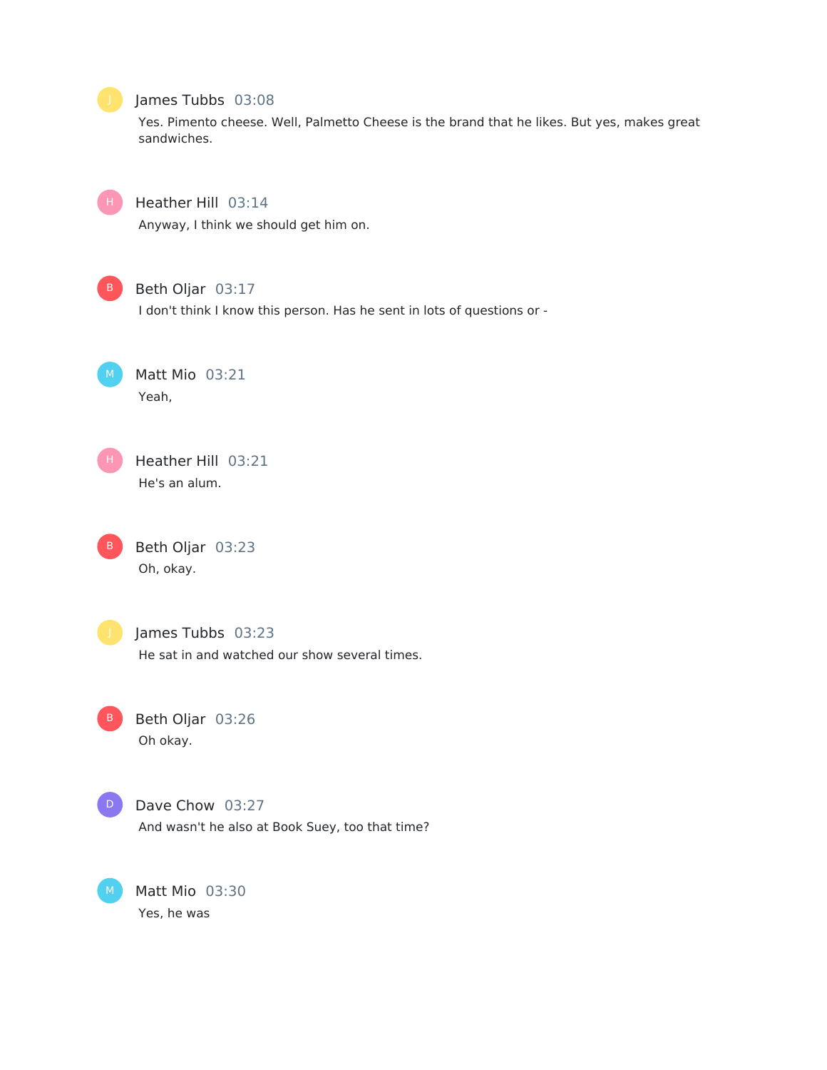**James Tubbs** 03:08

Yes. Pimento cheese. Well, Palmetto Cheese is the brand that he likes. But yes, makes great sandwiches.

**Heather Hill** 03:14

Anyway, I think we should get him on.

**Beth Oljar** 03:17

I don't think I know this person. Has he sent in lots of questions or -

**Matt Mio** 03:21

Yeah,

**Heather Hill** 03:21

He's an alum.

**Beth Oljar** 03:23

Oh, okay.

**James Tubbs** 03:23

He sat in and watched our show several times.

**Beth Oljar** 03:26

Oh okay.

**Dave Chow** 03:27

And wasn't he also at Book Suey, too that time?

**Matt Mio** 03:30

Yes, he was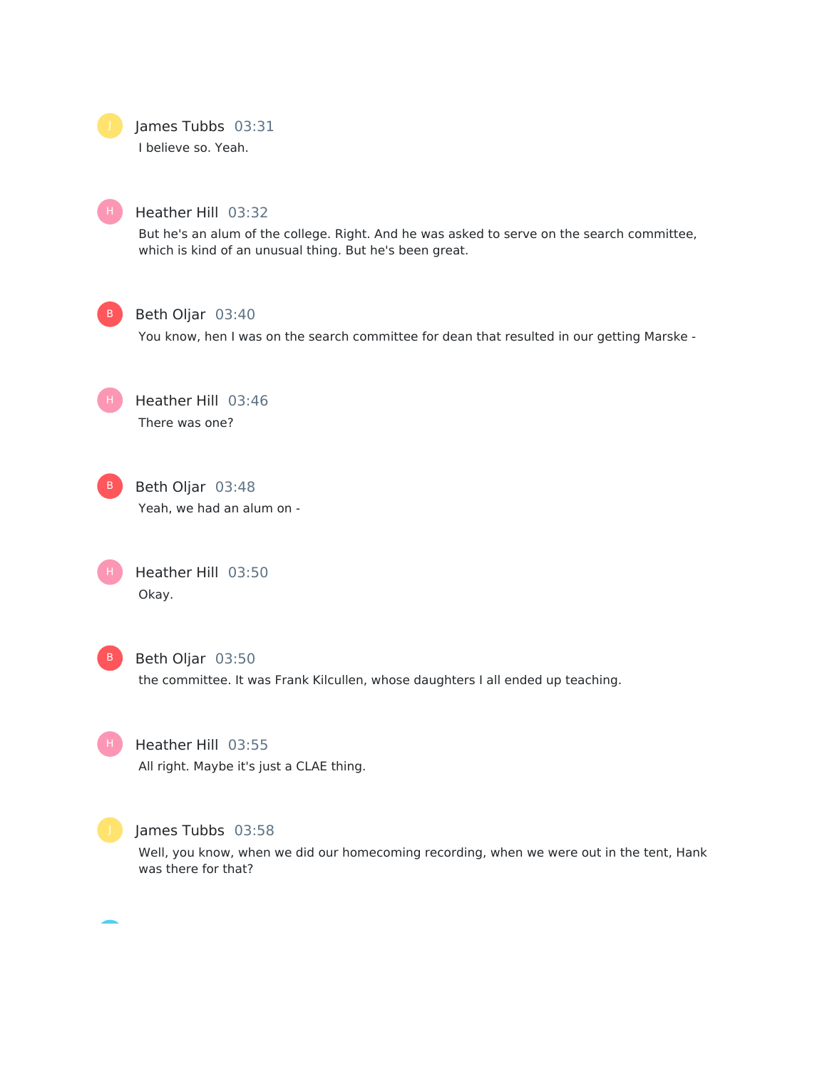**James Tubbs** 03:31
I believe so. Yeah.

**Heather Hill** 03:32
But he's an alum of the college. Right. And he was asked to serve on the search committee, which is kind of an unusual thing. But he's been great.

**Beth Oljar** 03:40
You know, hen I was on the search committee for dean that resulted in our getting Marske -

**Heather Hill** 03:46
There was one?

**Beth Oljar** 03:48
Yeah, we had an alum on -

**Heather Hill** 03:50
Okay.

**Beth Oljar** 03:50
the committee. It was Frank Kilcullen, whose daughters I all ended up teaching.

**Heather Hill** 03:55
All right. Maybe it's just a CLAE thing.

**James Tubbs** 03:58
Well, you know, when we did our homecoming recording, when we were out in the tent, Hank was there for that?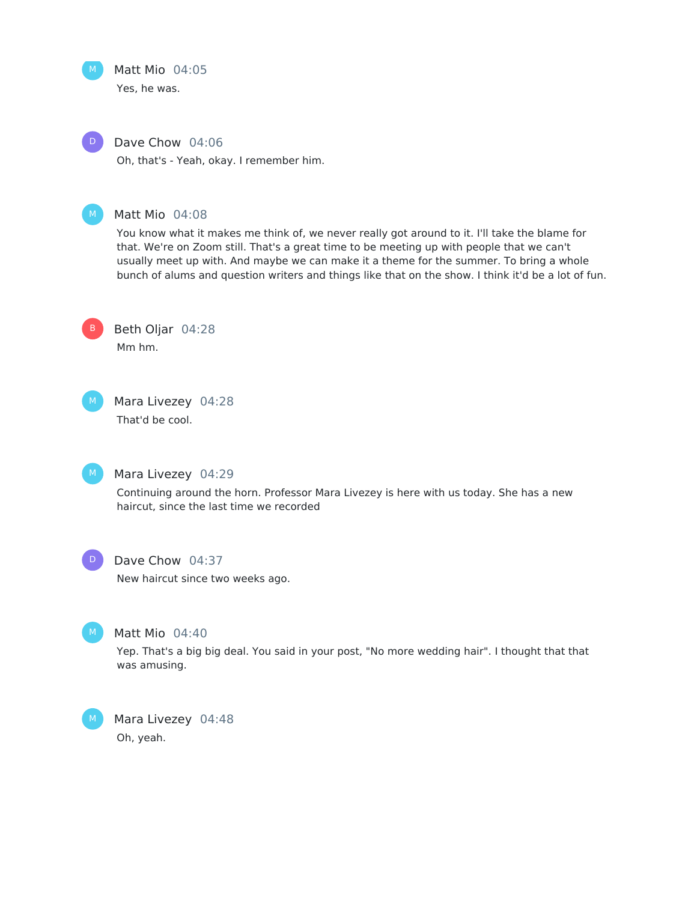Matt Mio 04:05

Yes, he was.

Dave Chow 04:06

Oh, that's - Yeah, okay. I remember him.

Matt Mio 04:08

You know what it makes me think of, we never really got around to it. I'll take the blame for that. We're on Zoom still. That's a great time to be meeting up with people that we can't usually meet up with. And maybe we can make it a theme for the summer. To bring a whole bunch of alums and question writers and things like that on the show. I think it'd be a lot of fun.

Beth Oljar 04:28

Mm hm.

Mara Livezey 04:28

That'd be cool.

Mara Livezey 04:29

Continuing around the horn. Professor Mara Livezey is here with us today. She has a new haircut, since the last time we recorded

Dave Chow 04:37

New haircut since two weeks ago.

Matt Mio 04:40

Yep. That's a big big deal. You said in your post, "No more wedding hair". I thought that that was amusing.

Mara Livezey 04:48

Oh, yeah.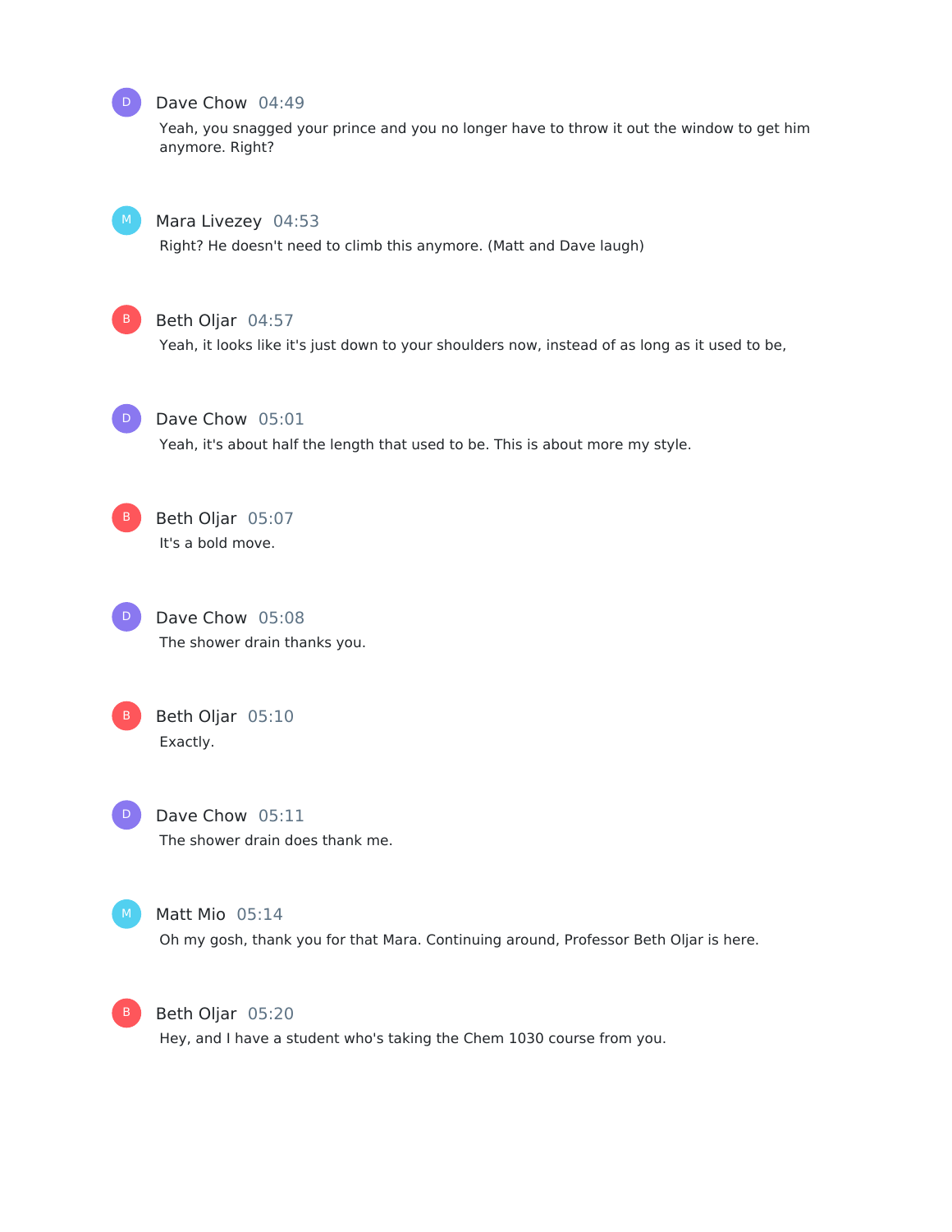**Dave Chow** 04:49

Yeah, you snagged your prince and you no longer have to throw it out the window to get him anymore. Right?

**Mara Livezey** 04:53

Right? He doesn't need to climb this anymore. (Matt and Dave laugh)

**Beth Oljar** 04:57

Yeah, it looks like it's just down to your shoulders now, instead of as long as it used to be,

**Dave Chow** 05:01

Yeah, it's about half the length that used to be. This is about more my style.

**Beth Oljar** 05:07

It's a bold move.

**Dave Chow** 05:08

The shower drain thanks you.

**Beth Oljar** 05:10

Exactly.

**Dave Chow** 05:11

The shower drain does thank me.

**Matt Mio** 05:14

Oh my gosh, thank you for that Mara. Continuing around, Professor Beth Oljar is here.

**Beth Oljar** 05:20

Hey, and I have a student who's taking the Chem 1030 course from you.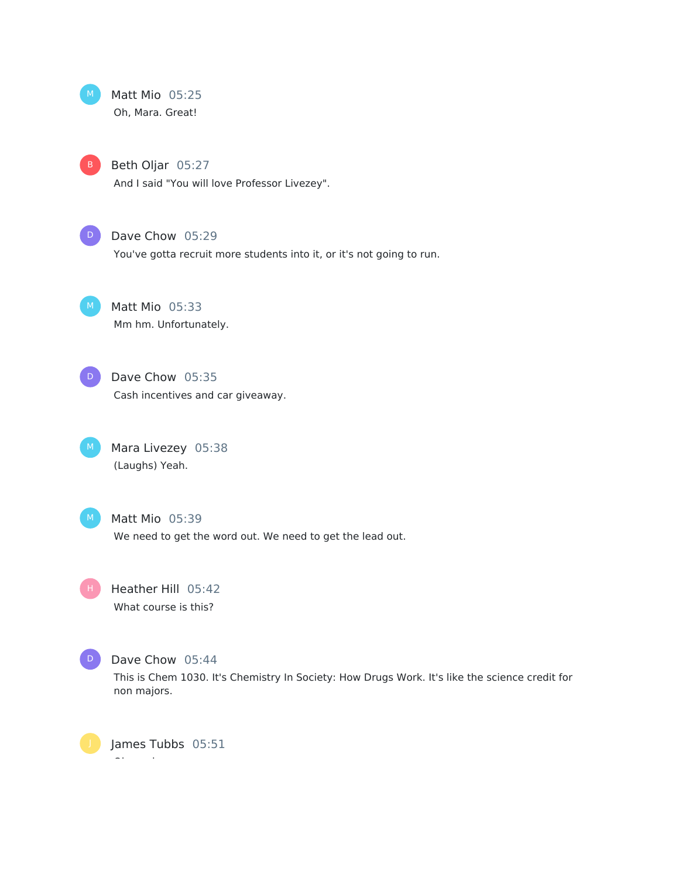**Matt Mio** 05:25
Oh, Mara. Great!

**Beth Oljar** 05:27
And I said "You will love Professor Livezey".

**Dave Chow** 05:29
You've gotta recruit more students into it, or it's not going to run.

**Matt Mio** 05:33
Mm hm. Unfortunately.

**Dave Chow** 05:35
Cash incentives and car giveaway.

**Mara Livezey** 05:38
(Laughs) Yeah.

**Matt Mio** 05:39
We need to get the word out. We need to get the lead out.

**Heather Hill** 05:42
What course is this?

**Dave Chow** 05:44
This is Chem 1030. It's Chemistry In Society: How Drugs Work. It's like the science credit for non majors.

**James Tubbs** 05:51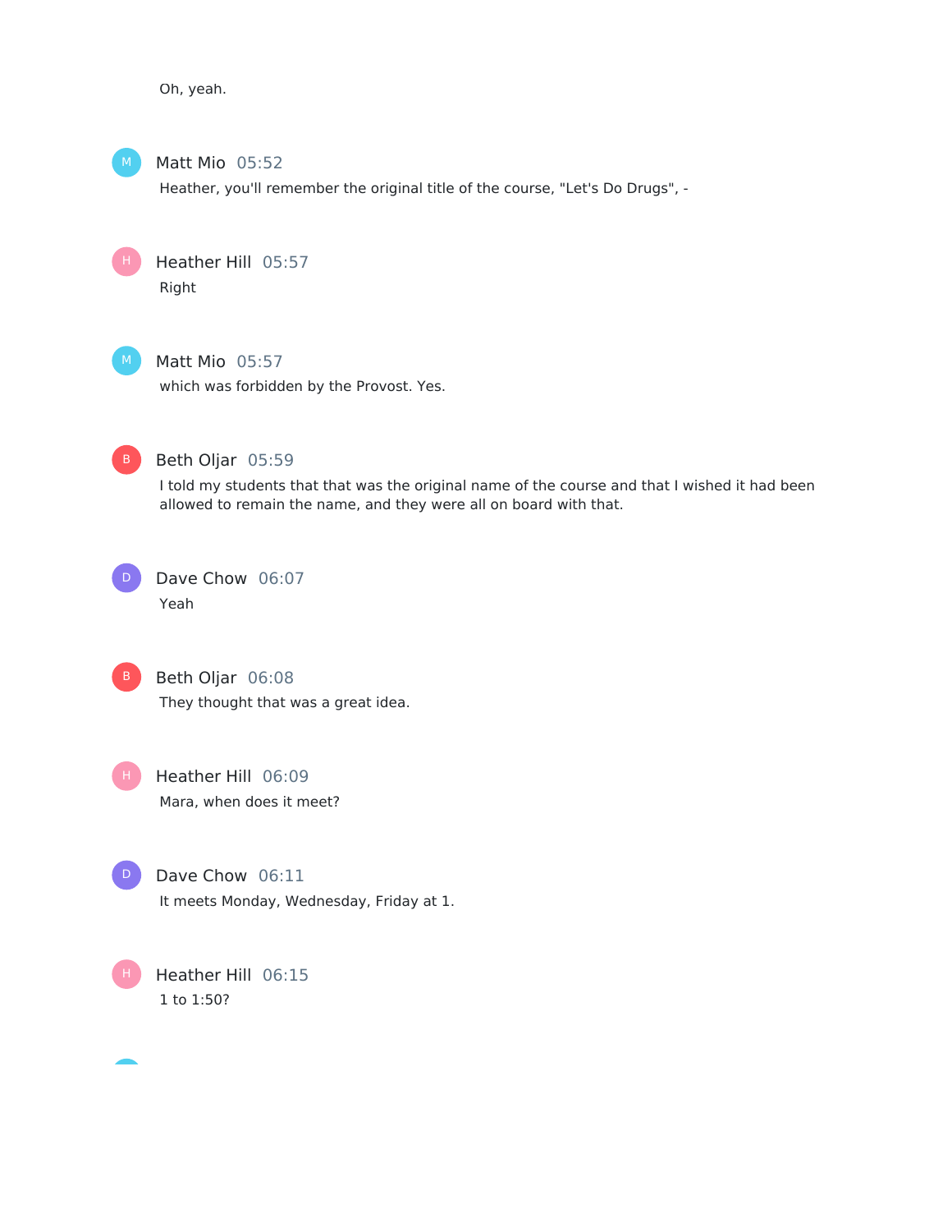Oh, yeah.

**Matt Mio** 05:52

Heather, you'll remember the original title of the course, "Let's Do Drugs", -

**Heather Hill** 05:57

Right

**Matt Mio** 05:57

which was forbidden by the Provost. Yes.

**Beth Oljar** 05:59

I told my students that that was the original name of the course and that I wished it had been allowed to remain the name, and they were all on board with that.

**Dave Chow** 06:07

Yeah

**Beth Oljar** 06:08

They thought that was a great idea.

**Heather Hill** 06:09

Mara, when does it meet?

**Dave Chow** 06:11

It meets Monday, Wednesday, Friday at 1.

**Heather Hill** 06:15

1 to 1:50?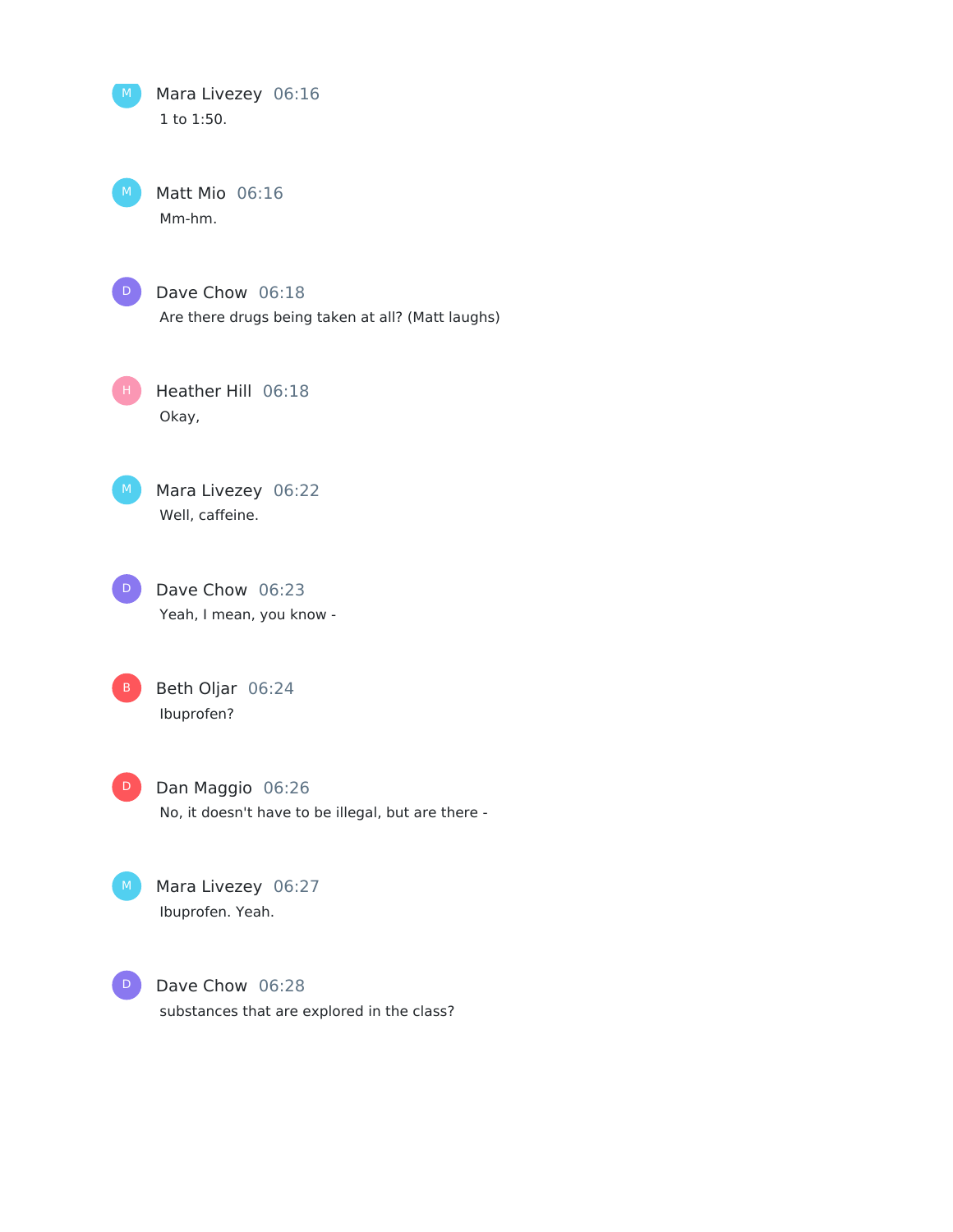**Mara Livezey** 06:16
1 to 1:50.

**Matt Mio** 06:16
Mm-hm.

**Dave Chow** 06:18
Are there drugs being taken at all? (Matt laughs)

**Heather Hill** 06:18
Okay,

**Mara Livezey** 06:22
Well, caffeine.

**Dave Chow** 06:23
Yeah, I mean, you know -

**Beth Oljar** 06:24
Ibuprofen?

**Dan Maggio** 06:26
No, it doesn't have to be illegal, but are there -

**Mara Livezey** 06:27
Ibuprofen. Yeah.

**Dave Chow** 06:28
substances that are explored in the class?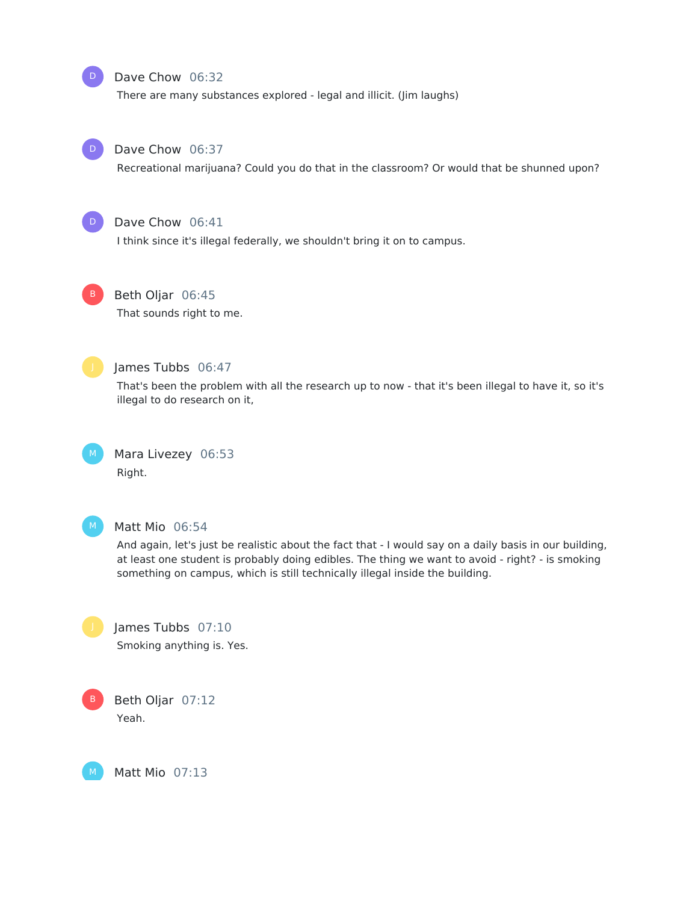**Dave Chow** 06:32

There are many substances explored - legal and illicit. (Jim laughs)

**Dave Chow** 06:37

Recreational marijuana? Could you do that in the classroom? Or would that be shunned upon?

**Dave Chow** 06:41

I think since it's illegal federally, we shouldn't bring it on to campus.

**Beth Oljar** 06:45

That sounds right to me.

**James Tubbs** 06:47

That's been the problem with all the research up to now - that it's been illegal to have it, so it's illegal to do research on it,

**Mara Livezey** 06:53

Right.

**Matt Mio** 06:54

And again, let's just be realistic about the fact that - I would say on a daily basis in our building, at least one student is probably doing edibles. The thing we want to avoid - right? - is smoking something on campus, which is still technically illegal inside the building.

**James Tubbs** 07:10

Smoking anything is. Yes.

**Beth Oljar** 07:12

Yeah.

**Matt Mio** 07:13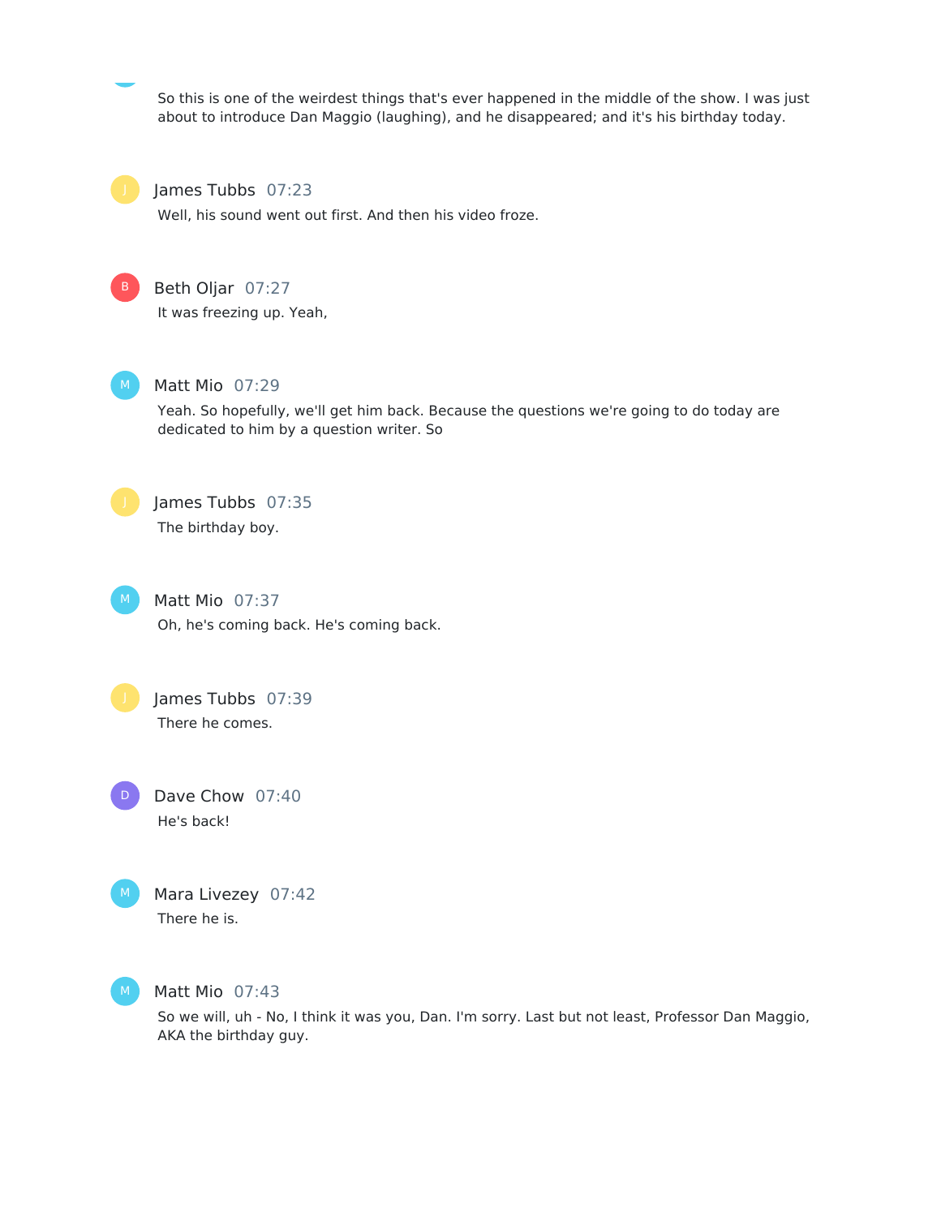So this is one of the weirdest things that's ever happened in the middle of the show. I was just about to introduce Dan Maggio (laughing), and he disappeared; and it's his birthday today.

James Tubbs 07:23

Well, his sound went out first. And then his video froze.

Beth Oljar 07:27

It was freezing up. Yeah,

Matt Mio 07:29

Yeah. So hopefully, we'll get him back. Because the questions we're going to do today are dedicated to him by a question writer. So

James Tubbs 07:35

The birthday boy.

Matt Mio 07:37

Oh, he's coming back. He's coming back.

James Tubbs 07:39

There he comes.

Dave Chow 07:40

He's back!

Mara Livezey 07:42

There he is.

Matt Mio 07:43

So we will, uh - No, I think it was you, Dan. I'm sorry. Last but not least, Professor Dan Maggio, AKA the birthday guy.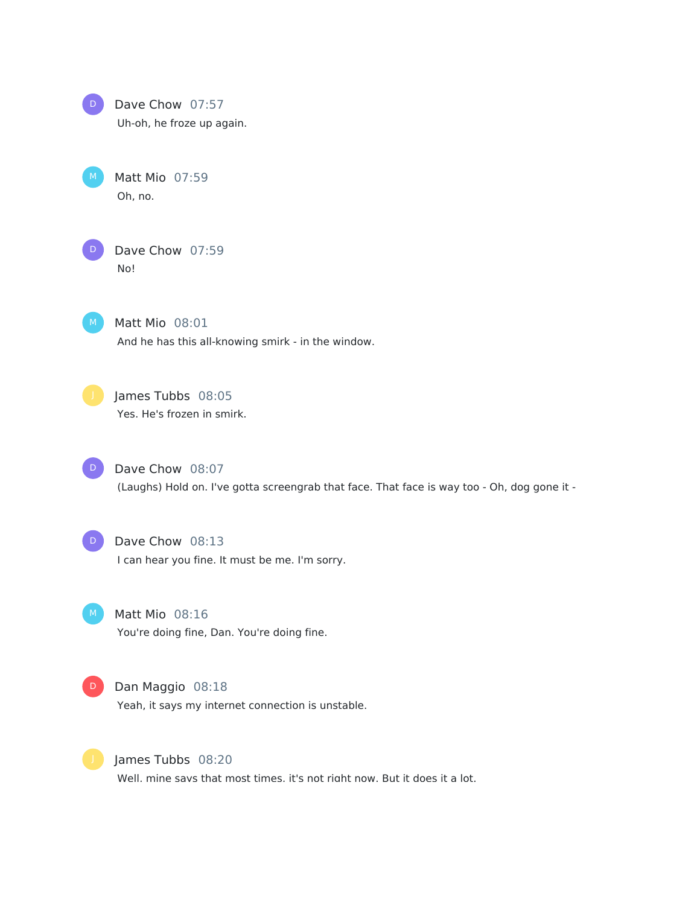Dave Chow 07:57
Uh-oh, he froze up again.

Matt Mio 07:59
Oh, no.

Dave Chow 07:59
No!

Matt Mio 08:01
And he has this all-knowing smirk - in the window.

James Tubbs 08:05
Yes. He's frozen in smirk.

Dave Chow 08:07
(Laughs) Hold on. I've gotta screengrab that face. That face is way too - Oh, dog gone it -

Dave Chow 08:13
I can hear you fine. It must be me. I'm sorry.

Matt Mio 08:16
You're doing fine, Dan. You're doing fine.

Dan Maggio 08:18
Yeah, it says my internet connection is unstable.

James Tubbs 08:20
Well, mine says that most times, it's not right now. But it does it a lot.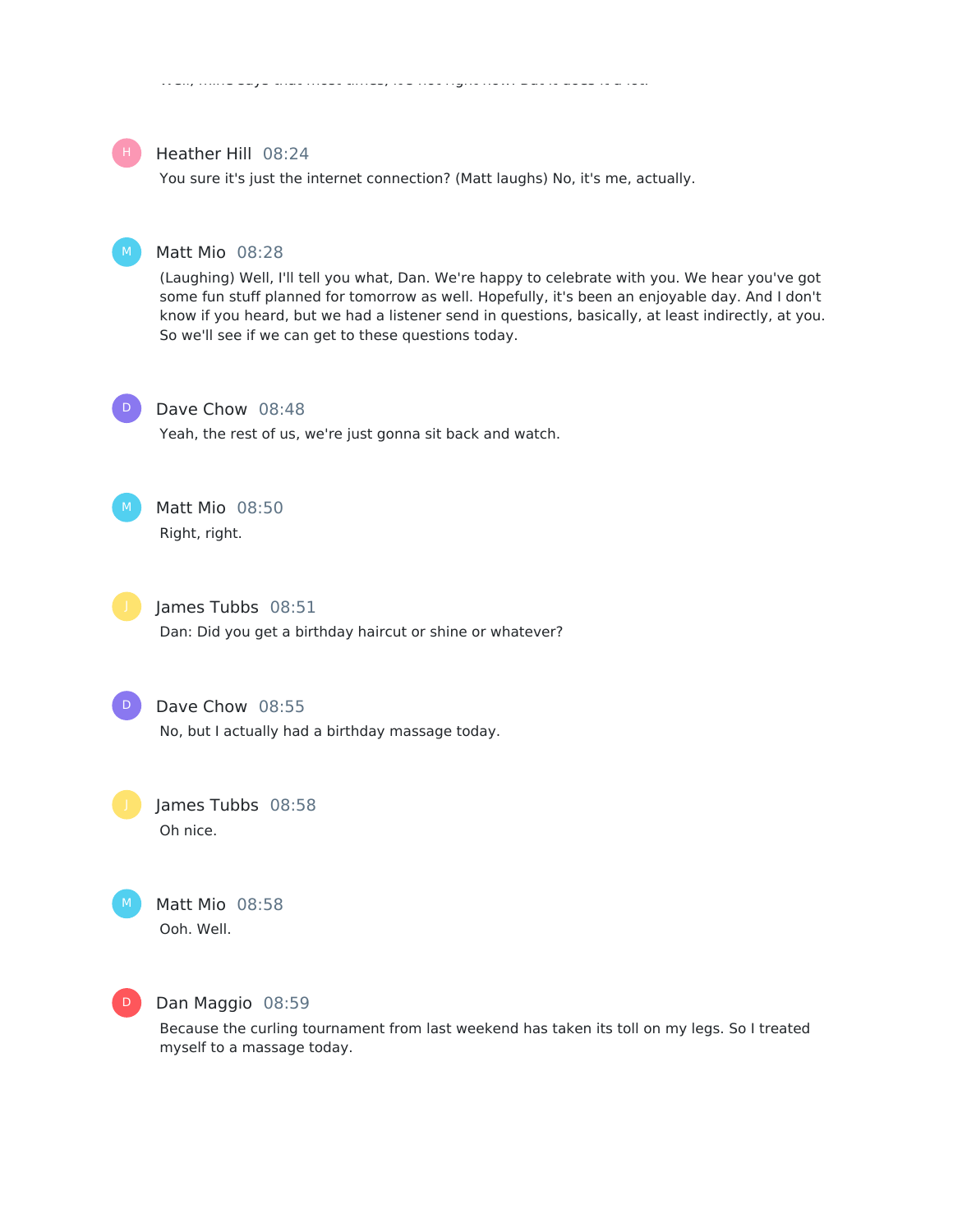Heather Hill 08:24

You sure it's just the internet connection? (Matt laughs) No, it's me, actually.

Matt Mio 08:28

(Laughing) Well, I'll tell you what, Dan. We're happy to celebrate with you. We hear you've got some fun stuff planned for tomorrow as well. Hopefully, it's been an enjoyable day. And I don't know if you heard, but we had a listener send in questions, basically, at least indirectly, at you. So we'll see if we can get to these questions today.

Dave Chow 08:48

Yeah, the rest of us, we're just gonna sit back and watch.

Matt Mio 08:50

Right, right.

James Tubbs 08:51

Dan: Did you get a birthday haircut or shine or whatever?

Dave Chow 08:55

No, but I actually had a birthday massage today.

James Tubbs 08:58

Oh nice.

Matt Mio 08:58

Ooh. Well.

Dan Maggio 08:59

Because the curling tournament from last weekend has taken its toll on my legs. So I treated myself to a massage today.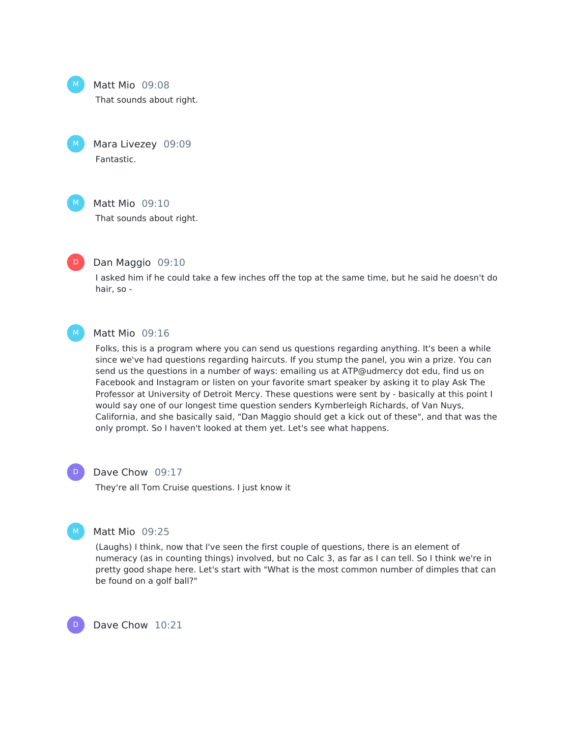Matt Mio 09:08

That sounds about right.

Mara Livezey 09:09

Fantastic.

Matt Mio 09:10

That sounds about right.

Dan Maggio 09:10

I asked him if he could take a few inches off the top at the same time, but he said he doesn't do hair, so -

Matt Mio 09:16

Folks, this is a program where you can send us questions regarding anything. It's been a while since we've had questions regarding haircuts. If you stump the panel, you win a prize. You can send us the questions in a number of ways: emailing us at ATP@udmercy dot edu, find us on Facebook and Instagram or listen on your favorite smart speaker by asking it to play Ask The Professor at University of Detroit Mercy. These questions were sent by - basically at this point I would say one of our longest time question senders Kymberleigh Richards, of Van Nuys, California, and she basically said, "Dan Maggio should get a kick out of these", and that was the only prompt. So I haven't looked at them yet. Let's see what happens.

Dave Chow 09:17

They're all Tom Cruise questions. I just know it

Matt Mio 09:25

(Laughs) I think, now that I've seen the first couple of questions, there is an element of numeracy (as in counting things) involved, but no Calc 3, as far as I can tell. So I think we're in pretty good shape here. Let's start with "What is the most common number of dimples that can be found on a golf ball?"

Dave Chow 10:21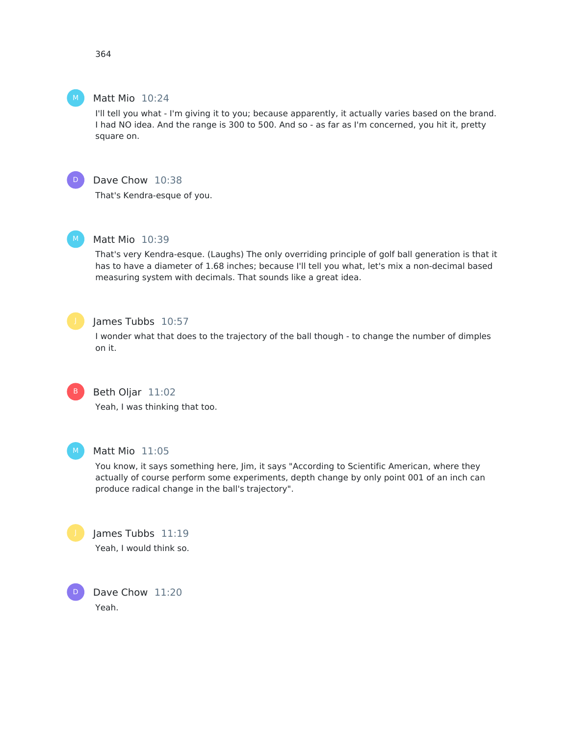364

**Matt Mio** 10:24

I'll tell you what - I'm giving it to you; because apparently, it actually varies based on the brand. I had NO idea. And the range is 300 to 500. And so - as far as I'm concerned, you hit it, pretty square on.

**Dave Chow** 10:38

That's Kendra-esque of you.

**Matt Mio** 10:39

That's very Kendra-esque. (Laughs) The only overriding principle of golf ball generation is that it has to have a diameter of 1.68 inches; because I'll tell you what, let's mix a non-decimal based measuring system with decimals. That sounds like a great idea.

**James Tubbs** 10:57

I wonder what that does to the trajectory of the ball though - to change the number of dimples on it.

**Beth Oljar** 11:02

Yeah, I was thinking that too.

**Matt Mio** 11:05

You know, it says something here, Jim, it says "According to Scientific American, where they actually of course perform some experiments, depth change by only point 001 of an inch can produce radical change in the ball's trajectory".

**James Tubbs** 11:19

Yeah, I would think so.

**Dave Chow** 11:20

Yeah.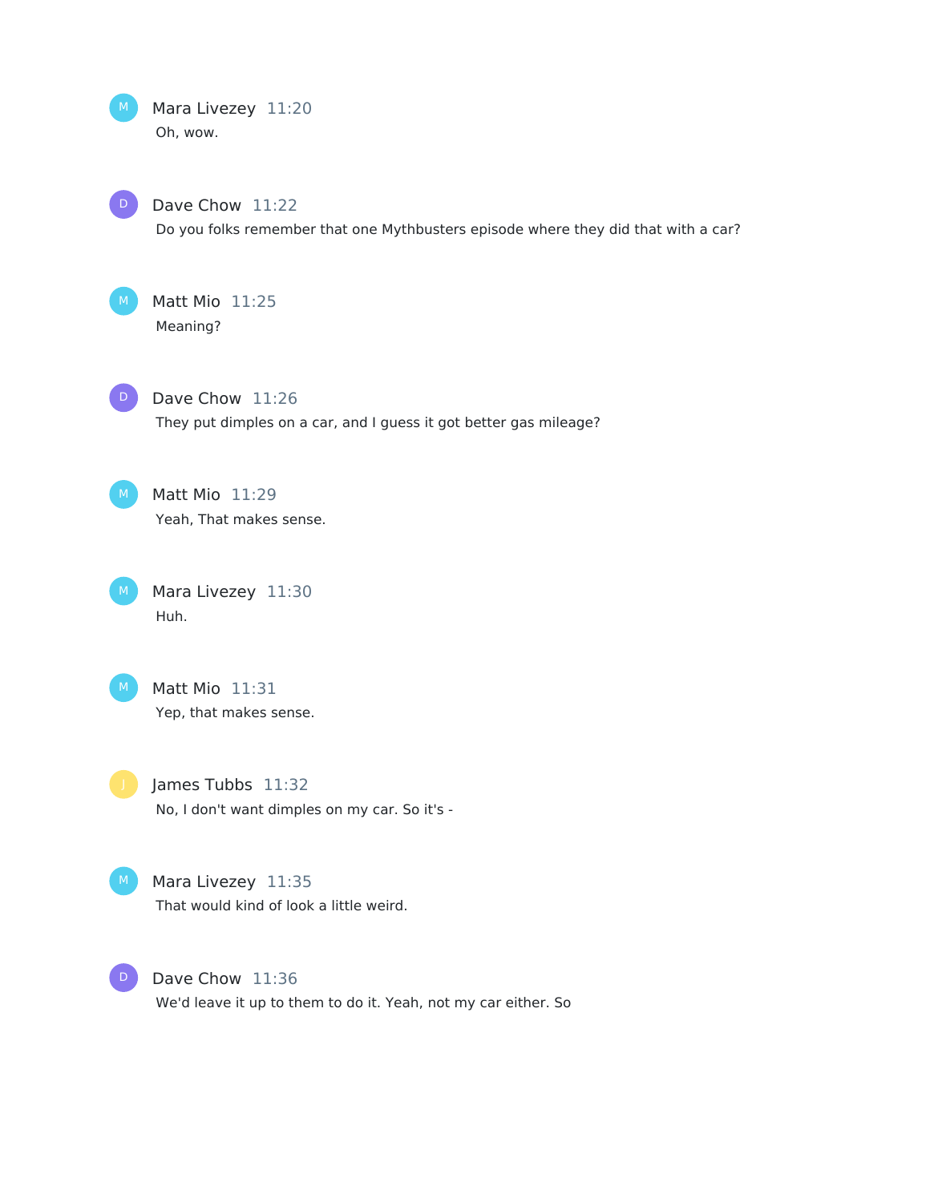Mara Livezey 11:20
Oh, wow.

Dave Chow 11:22
Do you folks remember that one Mythbusters episode where they did that with a car?

Matt Mio 11:25
Meaning?

Dave Chow 11:26
They put dimples on a car, and I guess it got better gas mileage?

Matt Mio 11:29
Yeah, That makes sense.

Mara Livezey 11:30
Huh.

Matt Mio 11:31
Yep, that makes sense.

James Tubbs 11:32
No, I don't want dimples on my car. So it's -

Mara Livezey 11:35
That would kind of look a little weird.

Dave Chow 11:36
We'd leave it up to them to do it. Yeah, not my car either. So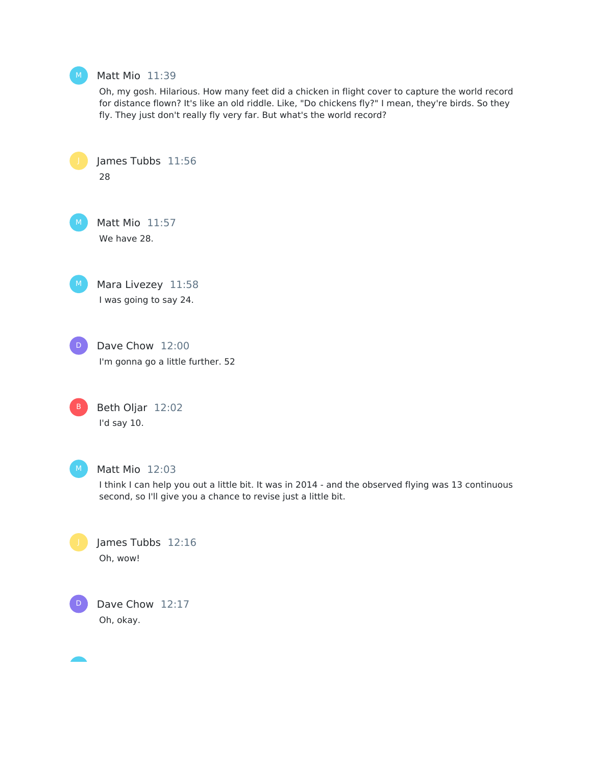Matt Mio 11:39

Oh, my gosh. Hilarious. How many feet did a chicken in flight cover to capture the world record for distance flown? It's like an old riddle. Like, "Do chickens fly?" I mean, they're birds. So they fly. They just don't really fly very far. But what's the world record?

James Tubbs 11:56

28

Matt Mio 11:57

We have 28.

Mara Livezey 11:58

I was going to say 24.

Dave Chow 12:00

I'm gonna go a little further. 52

Beth Oljar 12:02

I'd say 10.

Matt Mio 12:03

I think I can help you out a little bit. It was in 2014 - and the observed flying was 13 continuous second, so I'll give you a chance to revise just a little bit.

James Tubbs 12:16

Oh, wow!

Dave Chow 12:17

Oh, okay.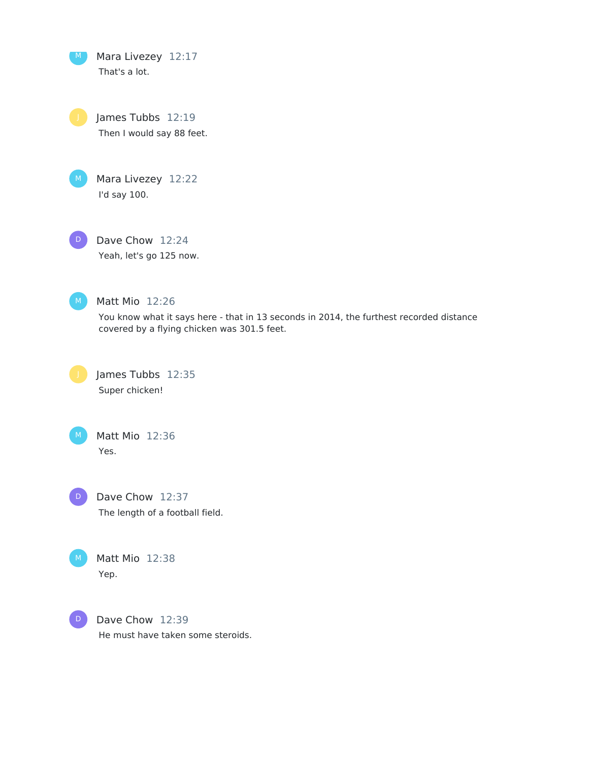**Mara Livezey** 12:17
That's a lot.

**James Tubbs** 12:19
Then I would say 88 feet.

**Mara Livezey** 12:22
I'd say 100.

**Dave Chow** 12:24
Yeah, let's go 125 now.

**Matt Mio** 12:26
You know what it says here - that in 13 seconds in 2014, the furthest recorded distance covered by a flying chicken was 301.5 feet.

**James Tubbs** 12:35
Super chicken!

**Matt Mio** 12:36
Yes.

**Dave Chow** 12:37
The length of a football field.

**Matt Mio** 12:38
Yep.

**Dave Chow** 12:39
He must have taken some steroids.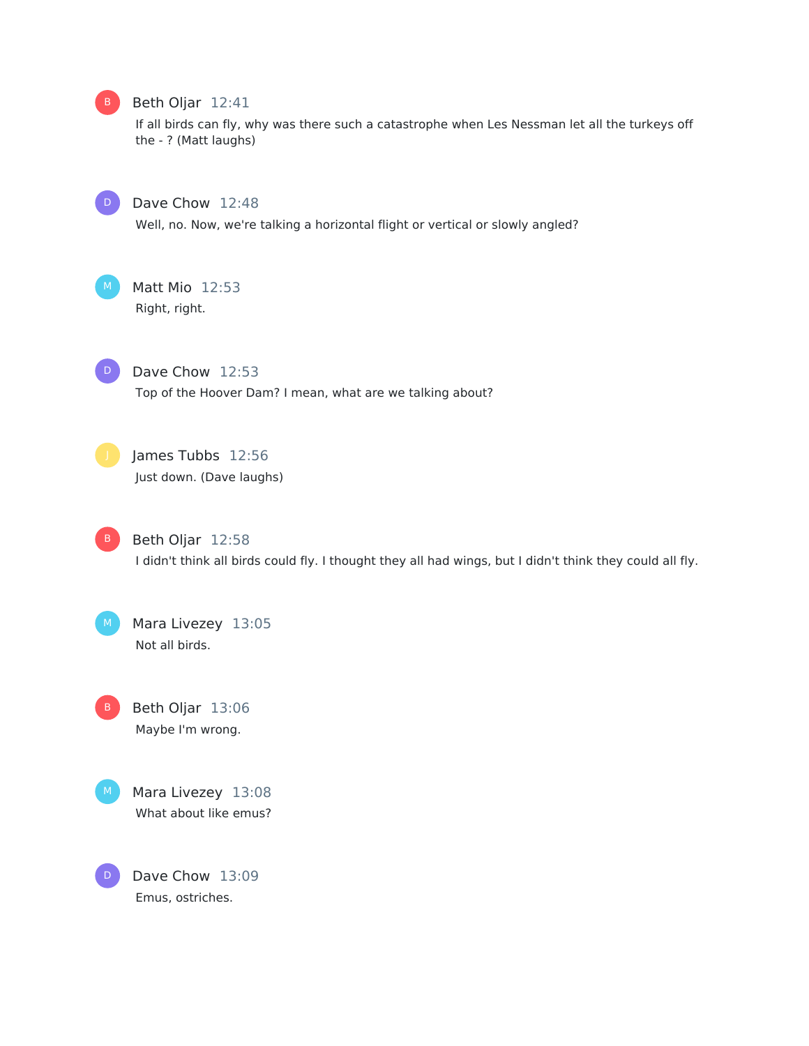Beth Oljar 12:41

If all birds can fly, why was there such a catastrophe when Les Nessman let all the turkeys off the - ? (Matt laughs)

Dave Chow 12:48

Well, no. Now, we're talking a horizontal flight or vertical or slowly angled?

Matt Mio 12:53

Right, right.

Dave Chow 12:53

Top of the Hoover Dam? I mean, what are we talking about?

James Tubbs 12:56

Just down. (Dave laughs)

Beth Oljar 12:58

I didn't think all birds could fly. I thought they all had wings, but I didn't think they could all fly.

Mara Livezey 13:05

Not all birds.

Beth Oljar 13:06

Maybe I'm wrong.

Mara Livezey 13:08

What about like emus?

Dave Chow 13:09

Emus, ostriches.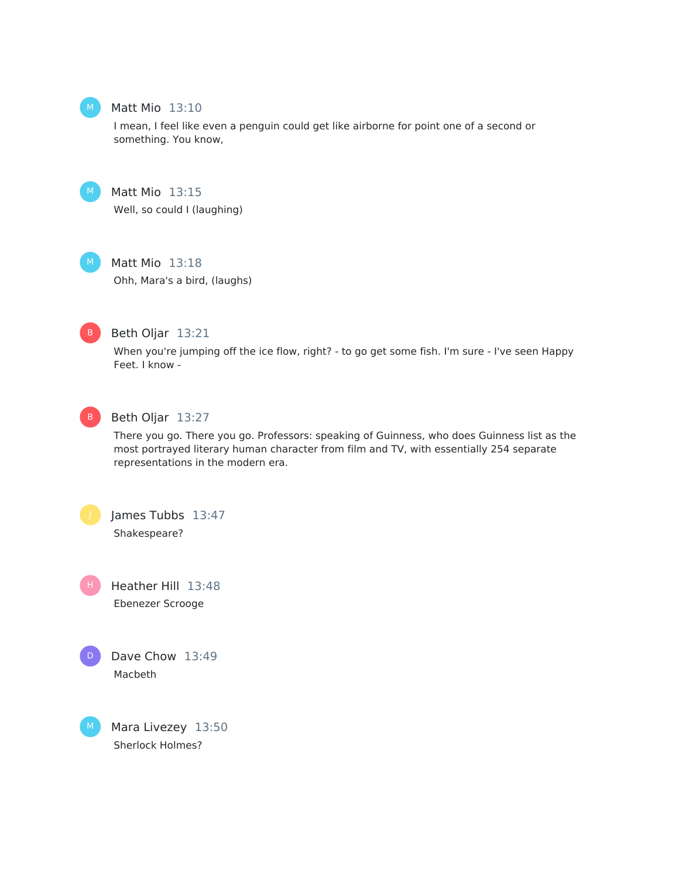**Matt Mio** 13:10

I mean, I feel like even a penguin could get like airborne for point one of a second or something. You know,

**Matt Mio** 13:15

Well, so could I (laughing)

**Matt Mio** 13:18

Ohh, Mara's a bird, (laughs)

**Beth Oljar** 13:21

When you're jumping off the ice flow, right? - to go get some fish. I'm sure - I've seen Happy Feet. I know -

**Beth Oljar** 13:27

There you go. There you go. Professors: speaking of Guinness, who does Guinness list as the most portrayed literary human character from film and TV, with essentially 254 separate representations in the modern era.

**James Tubbs** 13:47

Shakespeare?

**Heather Hill** 13:48

Ebenezer Scrooge

**Dave Chow** 13:49

Macbeth

**Mara Livezey** 13:50

Sherlock Holmes?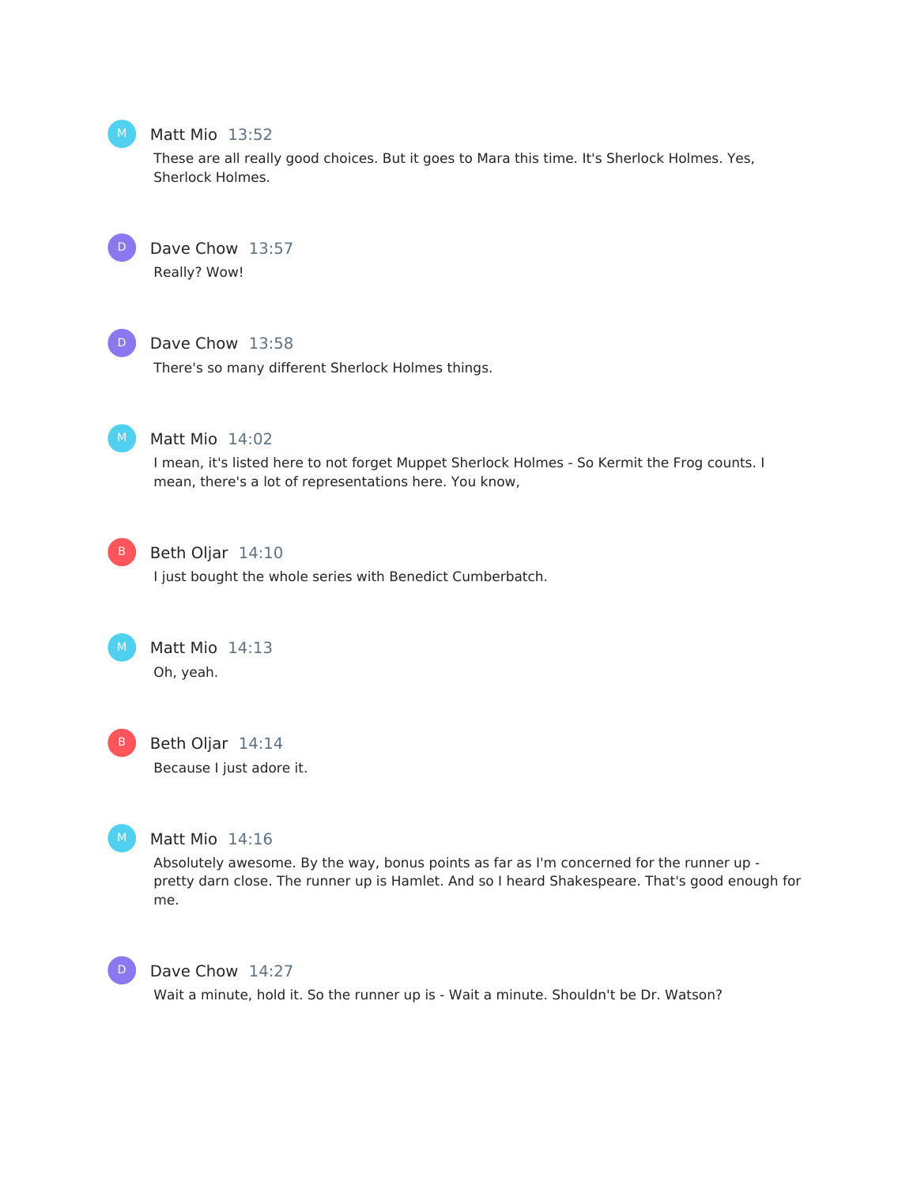Matt Mio 13:52

These are all really good choices. But it goes to Mara this time. It's Sherlock Holmes. Yes, Sherlock Holmes.

Dave Chow 13:57

Really? Wow!

Dave Chow 13:58

There's so many different Sherlock Holmes things.

Matt Mio 14:02

I mean, it's listed here to not forget Muppet Sherlock Holmes - So Kermit the Frog counts. I mean, there's a lot of representations here. You know,

Beth Oljar 14:10

I just bought the whole series with Benedict Cumberbatch.

Matt Mio 14:13

Oh, yeah.

Beth Oljar 14:14

Because I just adore it.

Matt Mio 14:16

Absolutely awesome. By the way, bonus points as far as I'm concerned for the runner up - pretty darn close. The runner up is Hamlet. And so I heard Shakespeare. That's good enough for me.

Dave Chow 14:27

Wait a minute, hold it. So the runner up is - Wait a minute. Shouldn't be Dr. Watson?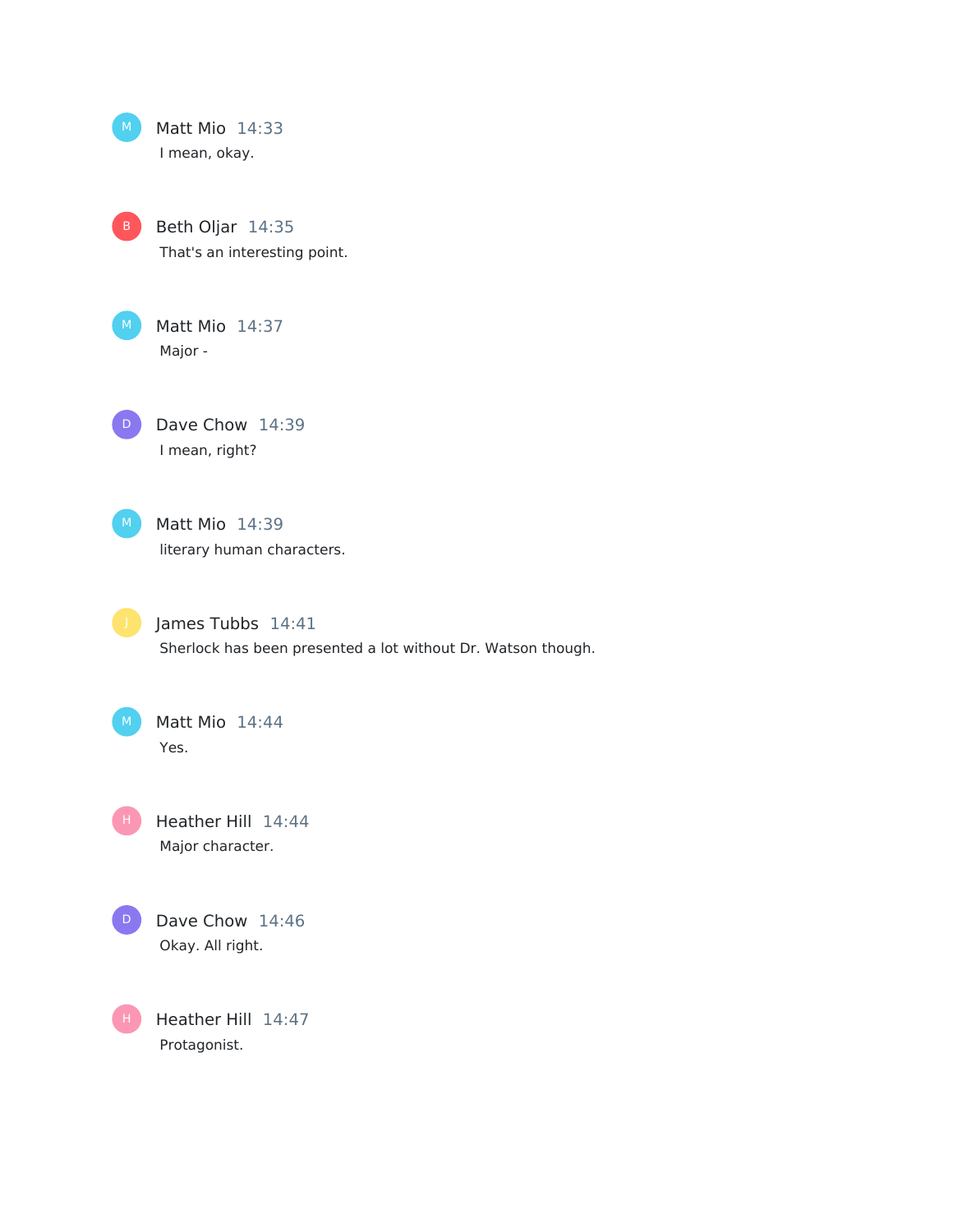**Matt Mio** 14:33
I mean, okay.

**Beth Oljar** 14:35
That's an interesting point.

**Matt Mio** 14:37
Major -

**Dave Chow** 14:39
I mean, right?

**Matt Mio** 14:39
literary human characters.

**James Tubbs** 14:41
Sherlock has been presented a lot without Dr. Watson though.

**Matt Mio** 14:44
Yes.

**Heather Hill** 14:44
Major character.

**Dave Chow** 14:46
Okay. All right.

**Heather Hill** 14:47
Protagonist.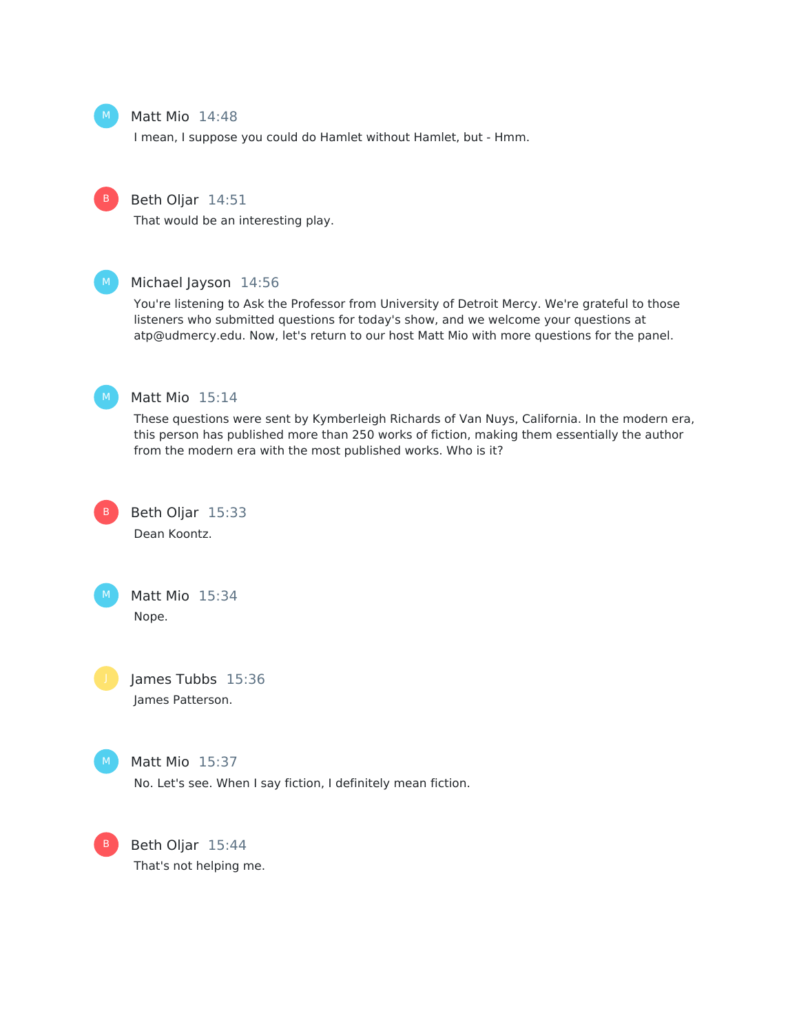Matt Mio 14:48

I mean, I suppose you could do Hamlet without Hamlet, but - Hmm.

Beth Oljar 14:51

That would be an interesting play.

Michael Jayson 14:56

You're listening to Ask the Professor from University of Detroit Mercy. We're grateful to those listeners who submitted questions for today's show, and we welcome your questions at atp@udmercy.edu. Now, let's return to our host Matt Mio with more questions for the panel.

Matt Mio 15:14

These questions were sent by Kymberleigh Richards of Van Nuys, California. In the modern era, this person has published more than 250 works of fiction, making them essentially the author from the modern era with the most published works. Who is it?

Beth Oljar 15:33

Dean Koontz.

Matt Mio 15:34

Nope.

James Tubbs 15:36

James Patterson.

Matt Mio 15:37

No. Let's see. When I say fiction, I definitely mean fiction.

Beth Oljar 15:44

That's not helping me.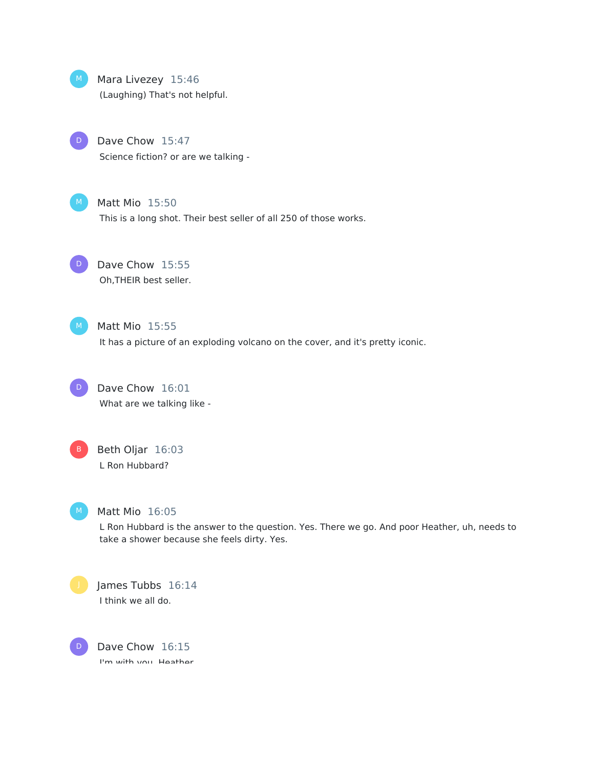**Mara Livezey** 15:46
(Laughing) That's not helpful.

**Dave Chow** 15:47
Science fiction? or are we talking -

**Matt Mio** 15:50
This is a long shot. Their best seller of all 250 of those works.

**Dave Chow** 15:55
Oh,THEIR best seller.

**Matt Mio** 15:55
It has a picture of an exploding volcano on the cover, and it's pretty iconic.

**Dave Chow** 16:01
What are we talking like -

**Beth Oljar** 16:03
L Ron Hubbard?

**Matt Mio** 16:05
L Ron Hubbard is the answer to the question. Yes. There we go. And poor Heather, uh, needs to take a shower because she feels dirty. Yes.

**James Tubbs** 16:14
I think we all do.

**Dave Chow** 16:15
I'm with you, Heather.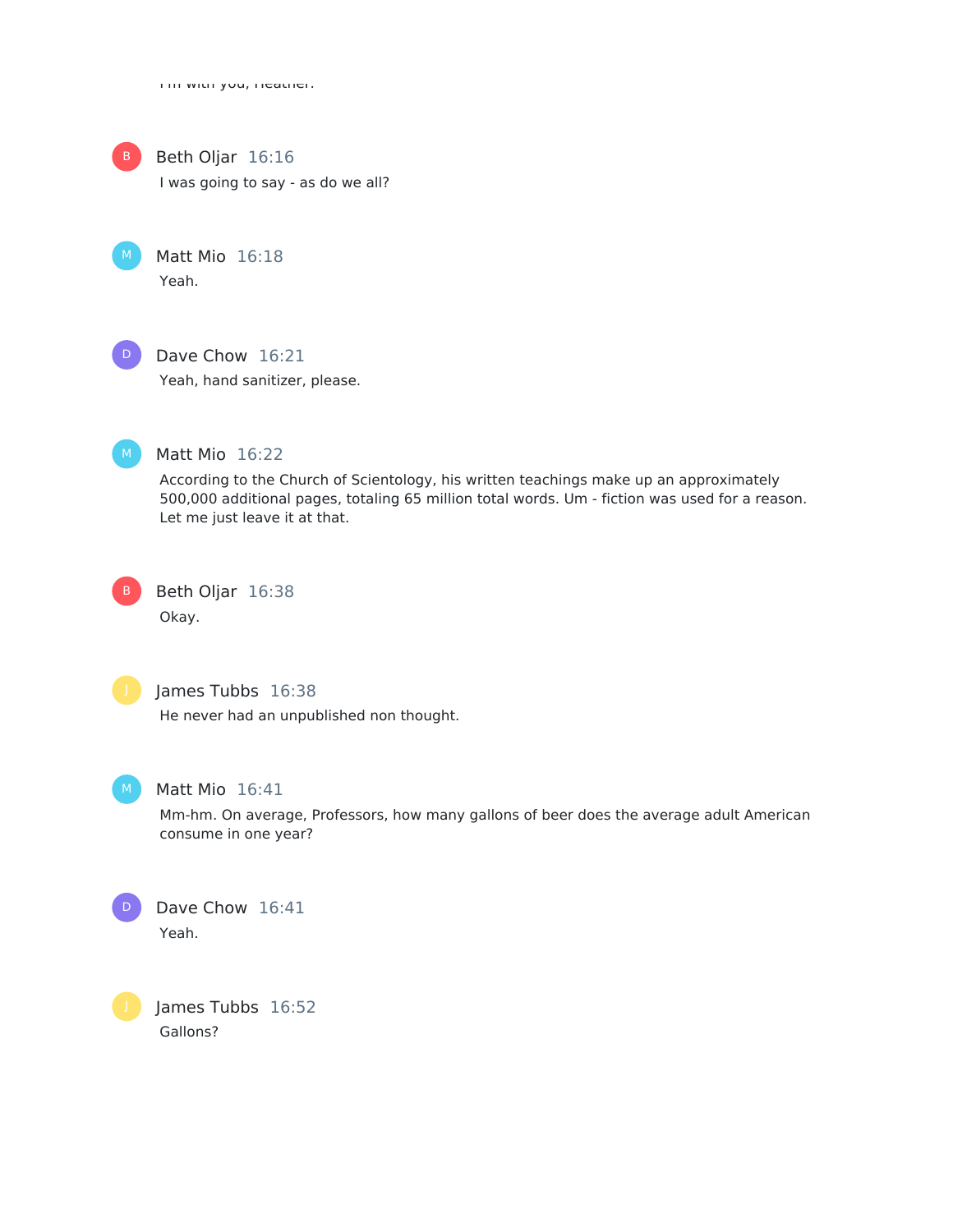I'm with you, Heather.

**Beth Oljar** 16:16

I was going to say - as do we all?

**Matt Mio** 16:18

Yeah.

**Dave Chow** 16:21

Yeah, hand sanitizer, please.

**Matt Mio** 16:22

According to the Church of Scientology, his written teachings make up an approximately 500,000 additional pages, totaling 65 million total words. Um - fiction was used for a reason. Let me just leave it at that.

**Beth Oljar** 16:38

Okay.

**James Tubbs** 16:38

He never had an unpublished non thought.

**Matt Mio** 16:41

Mm-hm. On average, Professors, how many gallons of beer does the average adult American consume in one year?

**Dave Chow** 16:41

Yeah.

**James Tubbs** 16:52

Gallons?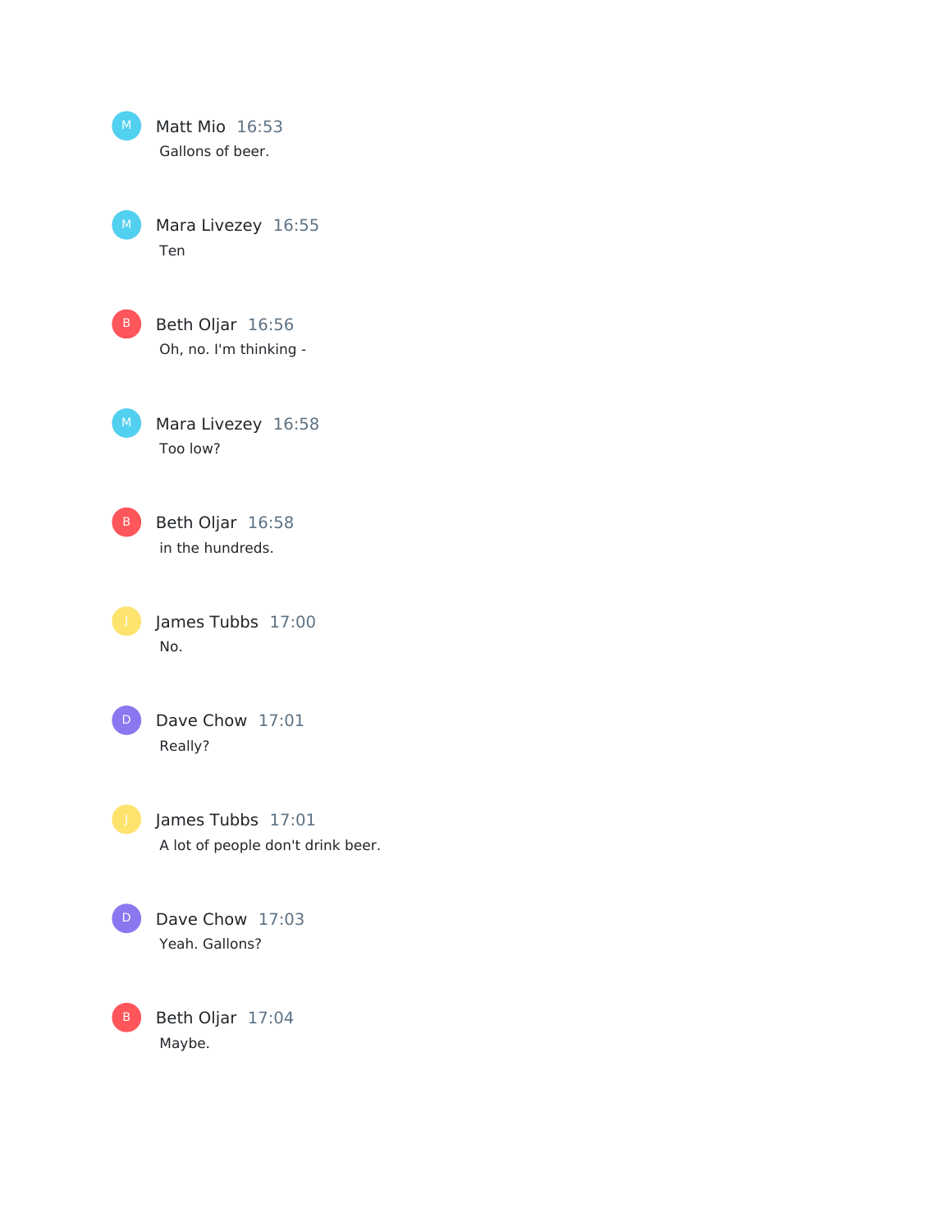**Matt Mio** 16:53
Gallons of beer.

**Mara Livezey** 16:55
Ten

**Beth Oljar** 16:56
Oh, no. I'm thinking -

**Mara Livezey** 16:58
Too low?

**Beth Oljar** 16:58
in the hundreds.

**James Tubbs** 17:00
No.

**Dave Chow** 17:01
Really?

**James Tubbs** 17:01
A lot of people don't drink beer.

**Dave Chow** 17:03
Yeah. Gallons?

**Beth Oljar** 17:04
Maybe.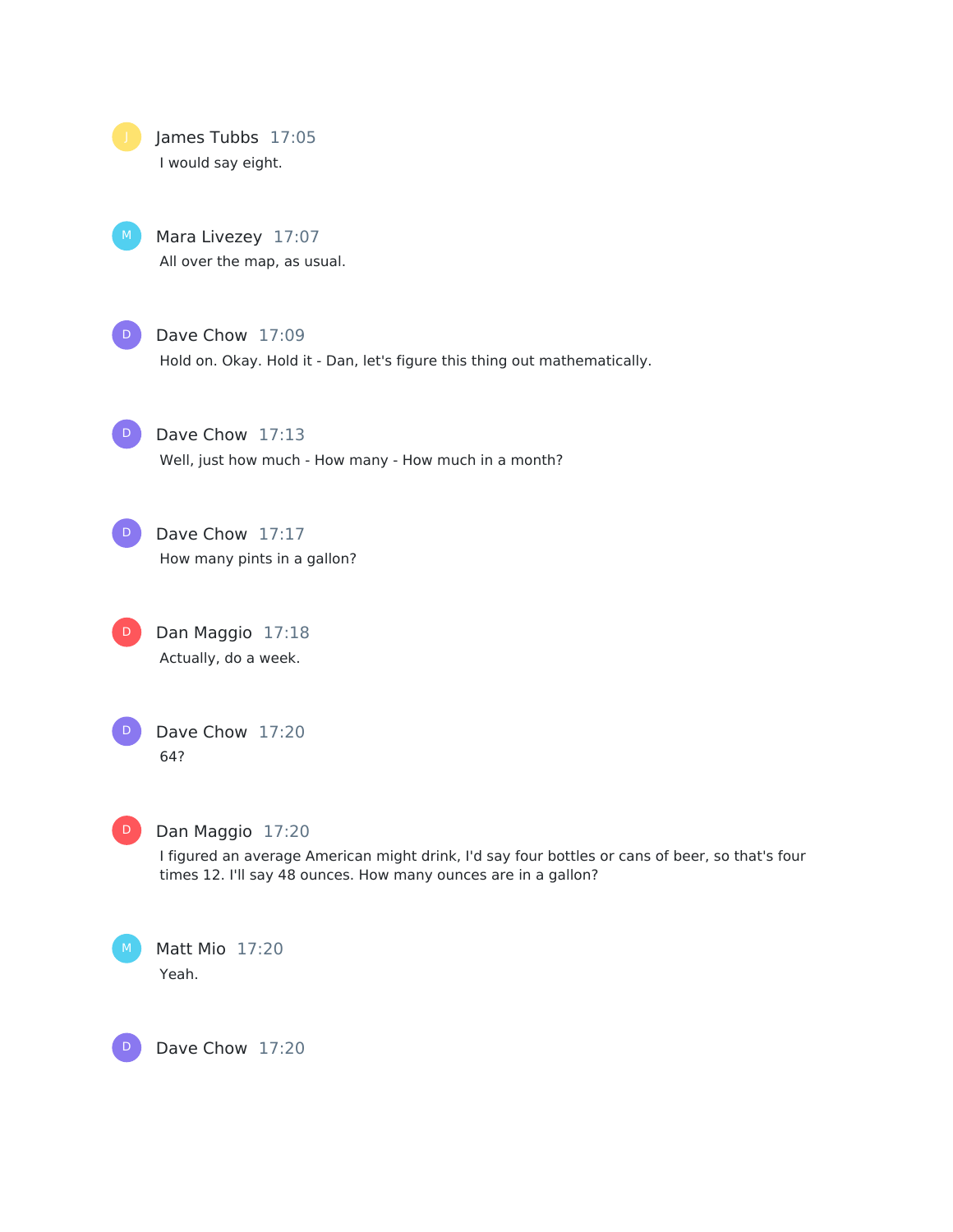James Tubbs 17:05
I would say eight.

Mara Livezey 17:07
All over the map, as usual.

Dave Chow 17:09
Hold on. Okay. Hold it - Dan, let's figure this thing out mathematically.

Dave Chow 17:13
Well, just how much - How many - How much in a month?

Dave Chow 17:17
How many pints in a gallon?

Dan Maggio 17:18
Actually, do a week.

Dave Chow 17:20
64?

Dan Maggio 17:20
I figured an average American might drink, I'd say four bottles or cans of beer, so that's four times 12. I'll say 48 ounces. How many ounces are in a gallon?

Matt Mio 17:20
Yeah.

Dave Chow 17:20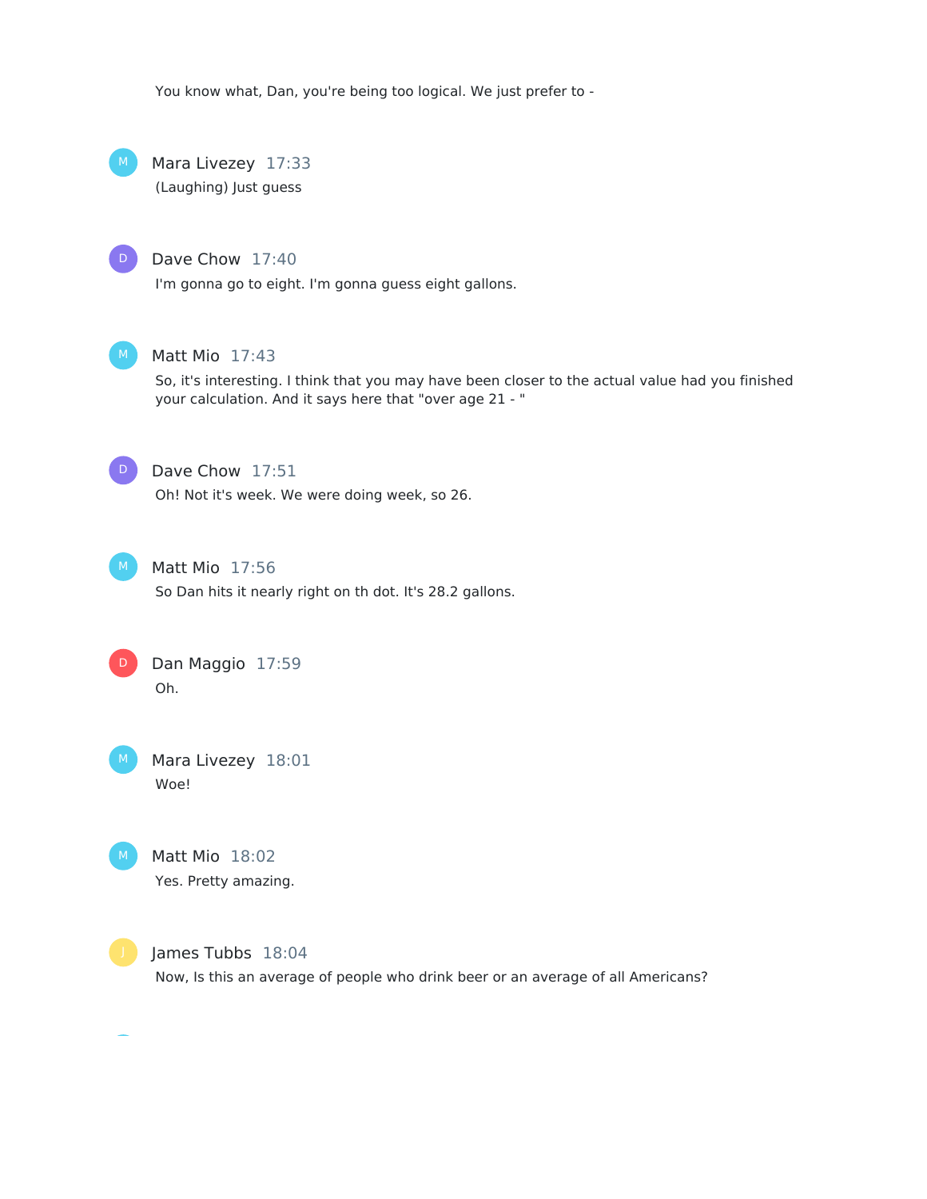You know what, Dan, you're being too logical. We just prefer to -

Mara Livezey 17:33
(Laughing) Just guess

Dave Chow 17:40
I'm gonna go to eight. I'm gonna guess eight gallons.

Matt Mio 17:43
So, it's interesting. I think that you may have been closer to the actual value had you finished your calculation. And it says here that "over age 21 - "

Dave Chow 17:51
Oh! Not it's week. We were doing week, so 26.

Matt Mio 17:56
So Dan hits it nearly right on th dot. It's 28.2 gallons.

Dan Maggio 17:59
Oh.

Mara Livezey 18:01
Woe!

Matt Mio 18:02
Yes. Pretty amazing.

James Tubbs 18:04
Now, Is this an average of people who drink beer or an average of all Americans?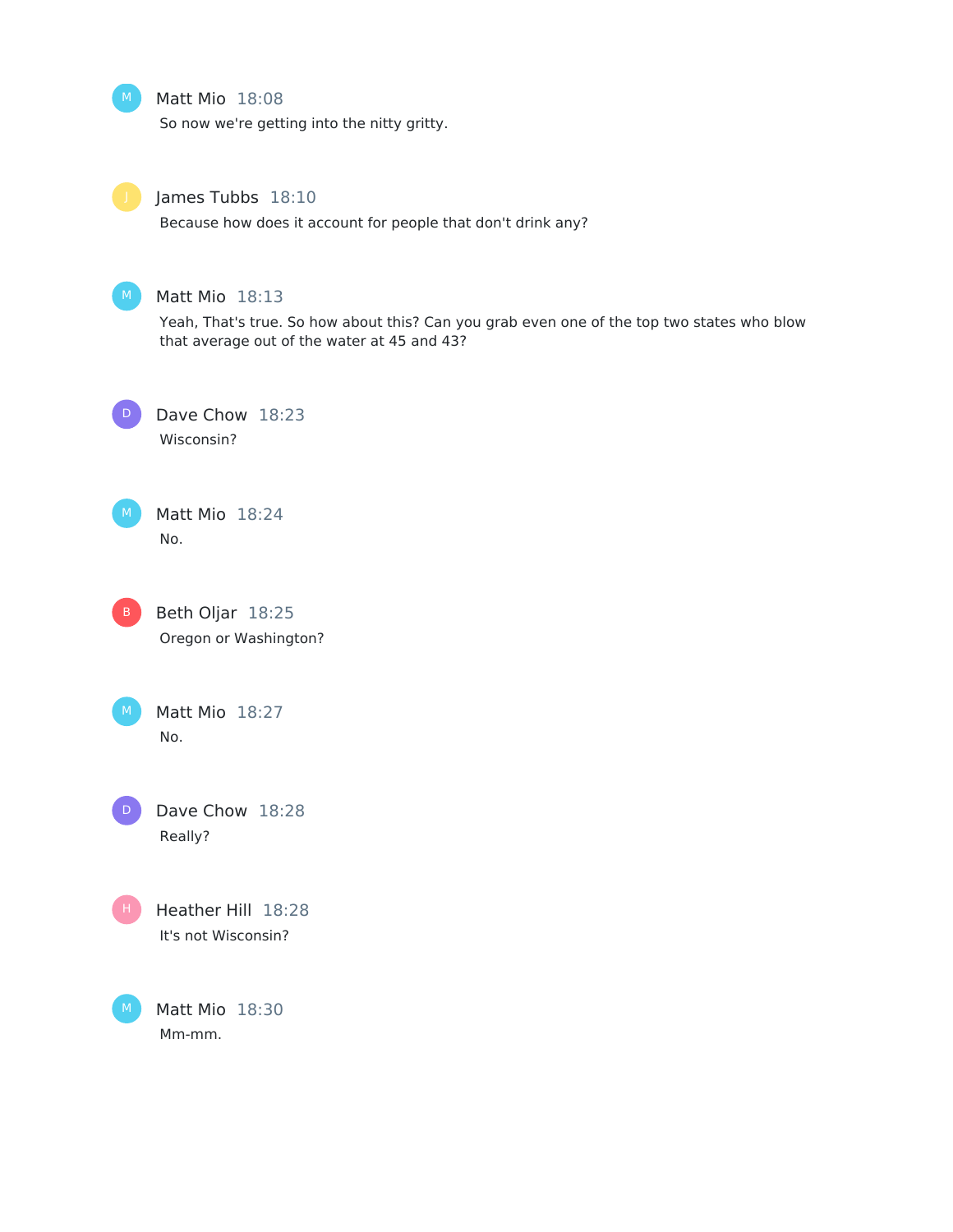**Matt Mio** 18:08

So now we're getting into the nitty gritty.

**James Tubbs** 18:10

Because how does it account for people that don't drink any?

**Matt Mio** 18:13

Yeah, That's true. So how about this? Can you grab even one of the top two states who blow that average out of the water at 45 and 43?

**Dave Chow** 18:23

Wisconsin?

**Matt Mio** 18:24

No.

**Beth Oljar** 18:25

Oregon or Washington?

**Matt Mio** 18:27

No.

**Dave Chow** 18:28

Really?

**Heather Hill** 18:28

It's not Wisconsin?

**Matt Mio** 18:30

Mm-mm.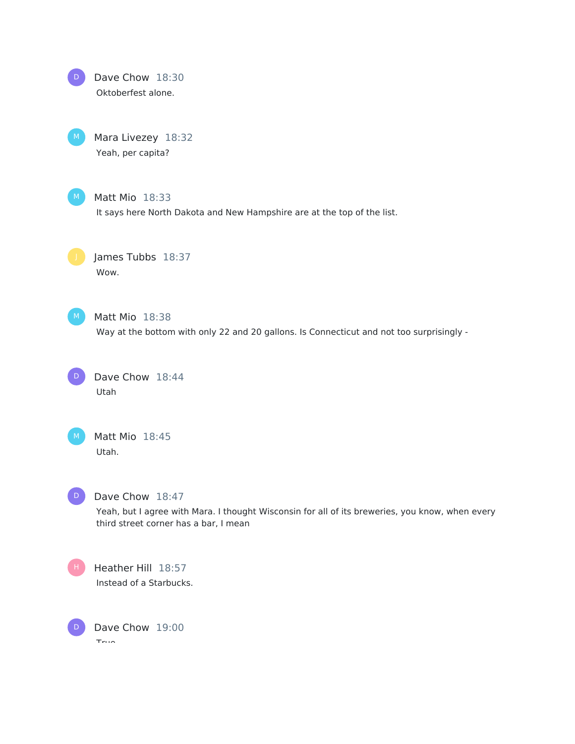**Dave Chow** 18:30

Oktoberfest alone.

**Mara Livezey** 18:32

Yeah, per capita?

**Matt Mio** 18:33

It says here North Dakota and New Hampshire are at the top of the list.

**James Tubbs** 18:37

Wow.

**Matt Mio** 18:38

Way at the bottom with only 22 and 20 gallons. Is Connecticut and not too surprisingly -

**Dave Chow** 18:44

Utah

**Matt Mio** 18:45

Utah.

**Dave Chow** 18:47

Yeah, but I agree with Mara. I thought Wisconsin for all of its breweries, you know, when every third street corner has a bar, I mean

**Heather Hill** 18:57

Instead of a Starbucks.

**Dave Chow** 19:00

True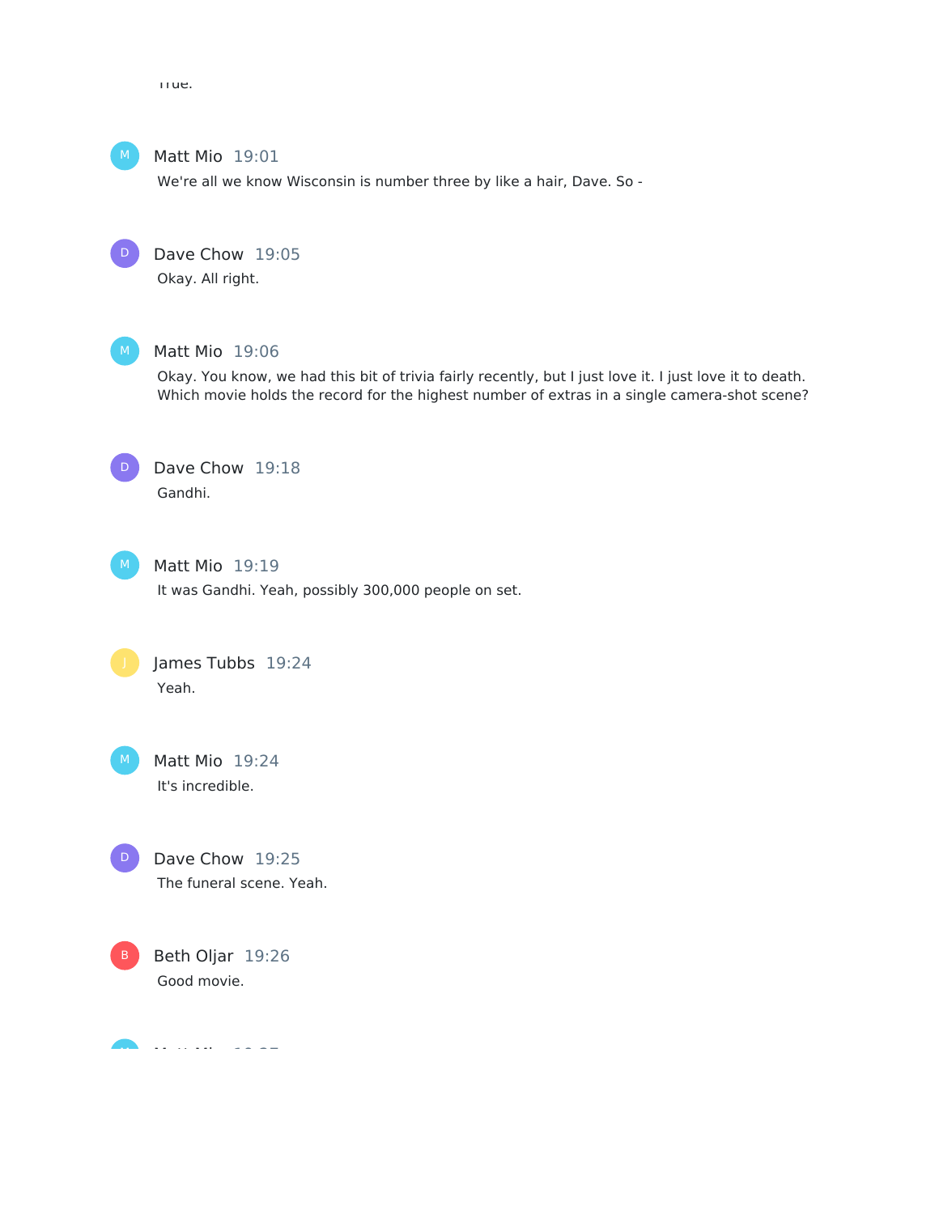True.

Matt Mio 19:01

We're all we know Wisconsin is number three by like a hair, Dave. So -

Dave Chow 19:05

Okay. All right.

Matt Mio 19:06

Okay. You know, we had this bit of trivia fairly recently, but I just love it. I just love it to death. Which movie holds the record for the highest number of extras in a single camera-shot scene?

Dave Chow 19:18

Gandhi.

Matt Mio 19:19

It was Gandhi. Yeah, possibly 300,000 people on set.

James Tubbs 19:24

Yeah.

Matt Mio 19:24

It's incredible.

Dave Chow 19:25

The funeral scene. Yeah.

Beth Oljar 19:26

Good movie.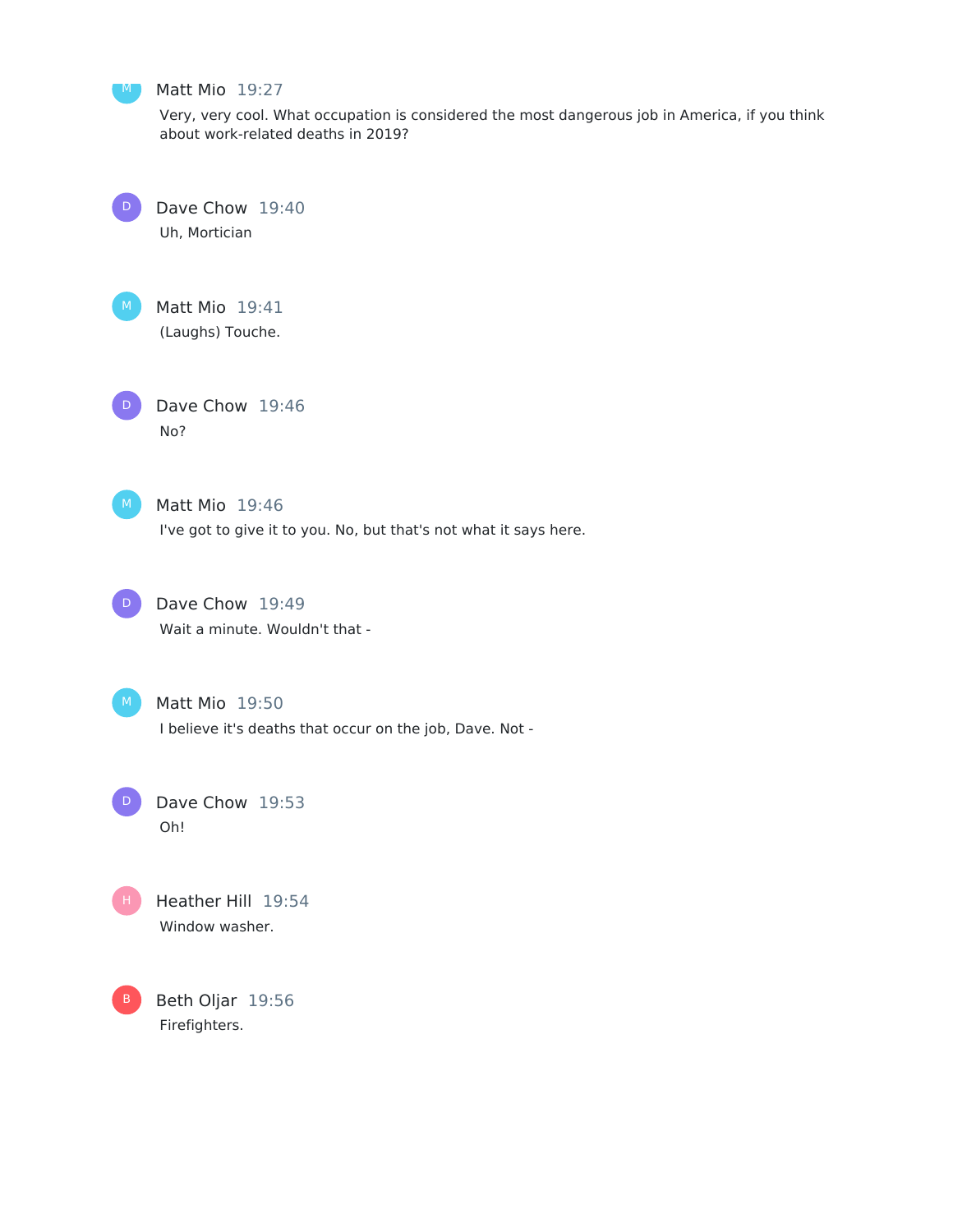**Matt Mio** 19:27

Very, very cool. What occupation is considered the most dangerous job in America, if you think about work-related deaths in 2019?

**Dave Chow** 19:40

Uh, Mortician

**Matt Mio** 19:41

(Laughs) Touche.

**Dave Chow** 19:46

No?

**Matt Mio** 19:46

I've got to give it to you. No, but that's not what it says here.

**Dave Chow** 19:49

Wait a minute. Wouldn't that -

**Matt Mio** 19:50

I believe it's deaths that occur on the job, Dave. Not -

**Dave Chow** 19:53

Oh!

**Heather Hill** 19:54

Window washer.

**Beth Oljar** 19:56

Firefighters.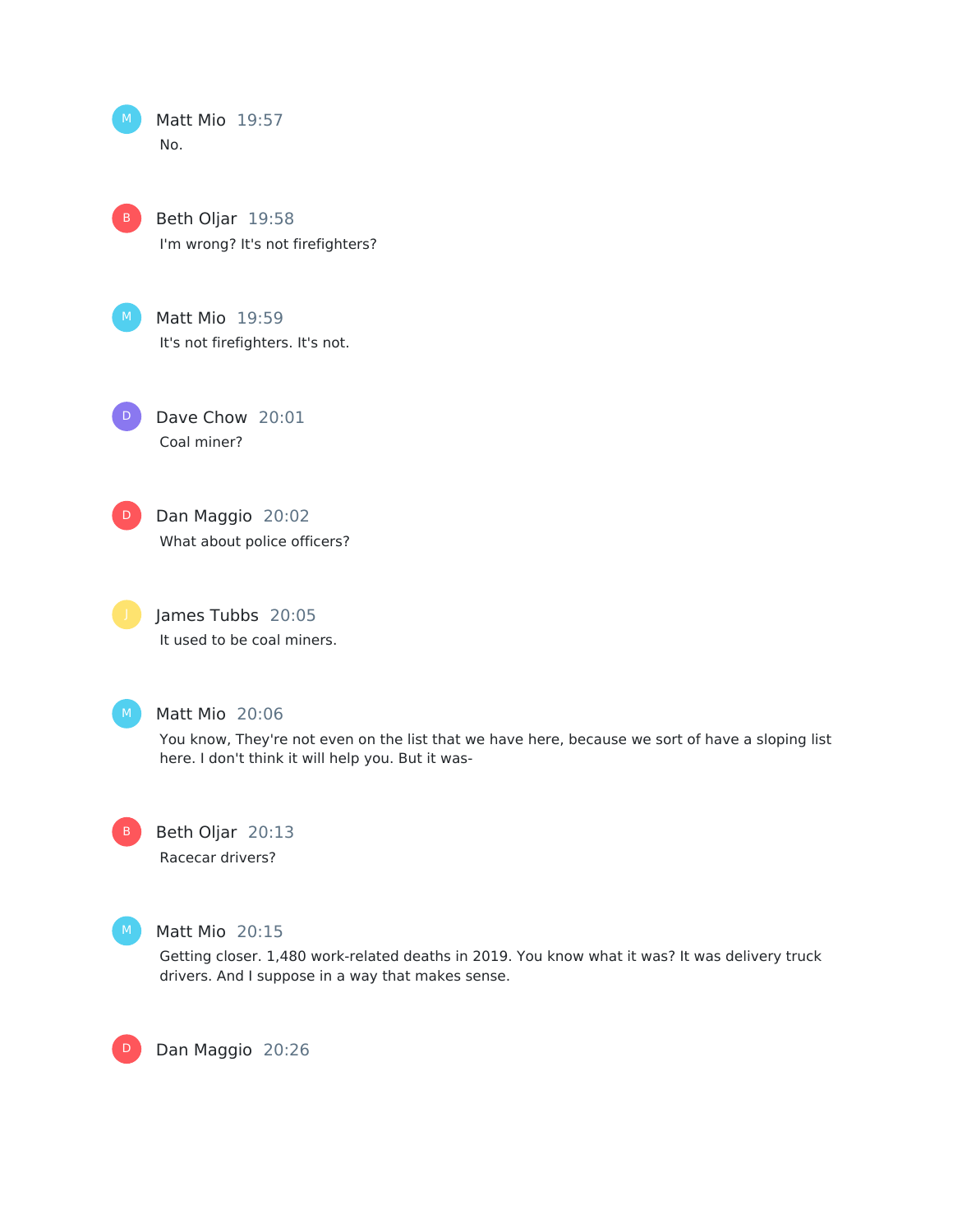Matt Mio 19:57

No.

Beth Oljar 19:58

I'm wrong? It's not firefighters?

Matt Mio 19:59

It's not firefighters. It's not.

Dave Chow 20:01

Coal miner?

Dan Maggio 20:02

What about police officers?

James Tubbs 20:05

It used to be coal miners.

Matt Mio 20:06

You know, They're not even on the list that we have here, because we sort of have a sloping list here. I don't think it will help you. But it was-

Beth Oljar 20:13

Racecar drivers?

Matt Mio 20:15

Getting closer. 1,480 work-related deaths in 2019. You know what it was? It was delivery truck drivers. And I suppose in a way that makes sense.

Dan Maggio 20:26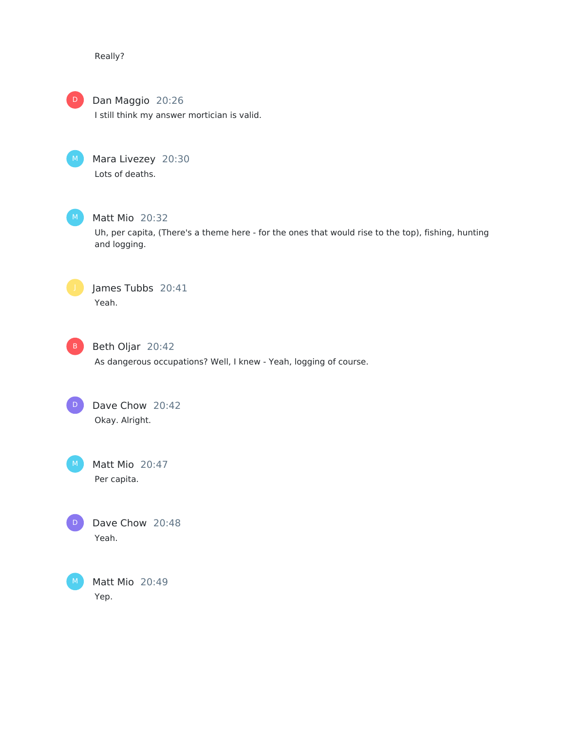Really?

**Dan Maggio** 20:26
I still think my answer mortician is valid.

**Mara Livezey** 20:30
Lots of deaths.

**Matt Mio** 20:32
Uh, per capita, (There's a theme here - for the ones that would rise to the top), fishing, hunting and logging.

**James Tubbs** 20:41
Yeah.

**Beth Oljar** 20:42
As dangerous occupations? Well, I knew - Yeah, logging of course.

**Dave Chow** 20:42
Okay. Alright.

**Matt Mio** 20:47
Per capita.

**Dave Chow** 20:48
Yeah.

**Matt Mio** 20:49
Yep.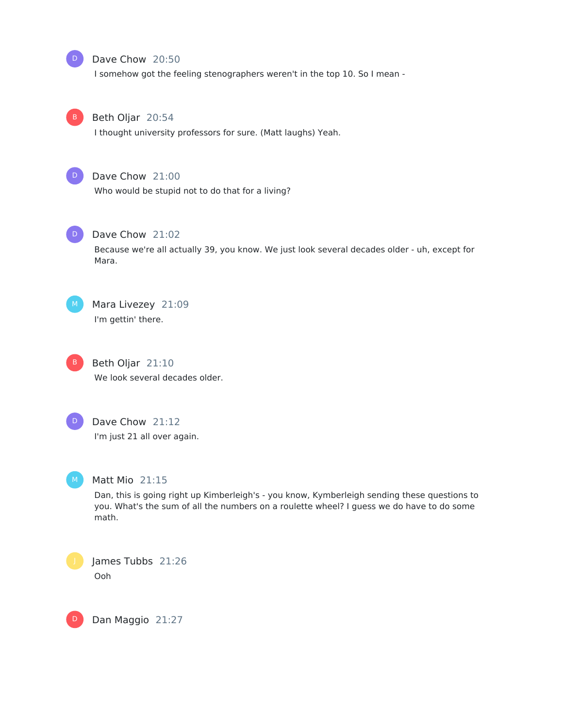**Dave Chow** 20:50

I somehow got the feeling stenographers weren't in the top 10. So I mean -

**Beth Oljar** 20:54

I thought university professors for sure. (Matt laughs) Yeah.

**Dave Chow** 21:00

Who would be stupid not to do that for a living?

**Dave Chow** 21:02

Because we're all actually 39, you know. We just look several decades older - uh, except for Mara.

**Mara Livezey** 21:09

I'm gettin' there.

**Beth Oljar** 21:10

We look several decades older.

**Dave Chow** 21:12

I'm just 21 all over again.

**Matt Mio** 21:15

Dan, this is going right up Kimberleigh's - you know, Kymberleigh sending these questions to you. What's the sum of all the numbers on a roulette wheel? I guess we do have to do some math.

**James Tubbs** 21:26

Ooh

**Dan Maggio** 21:27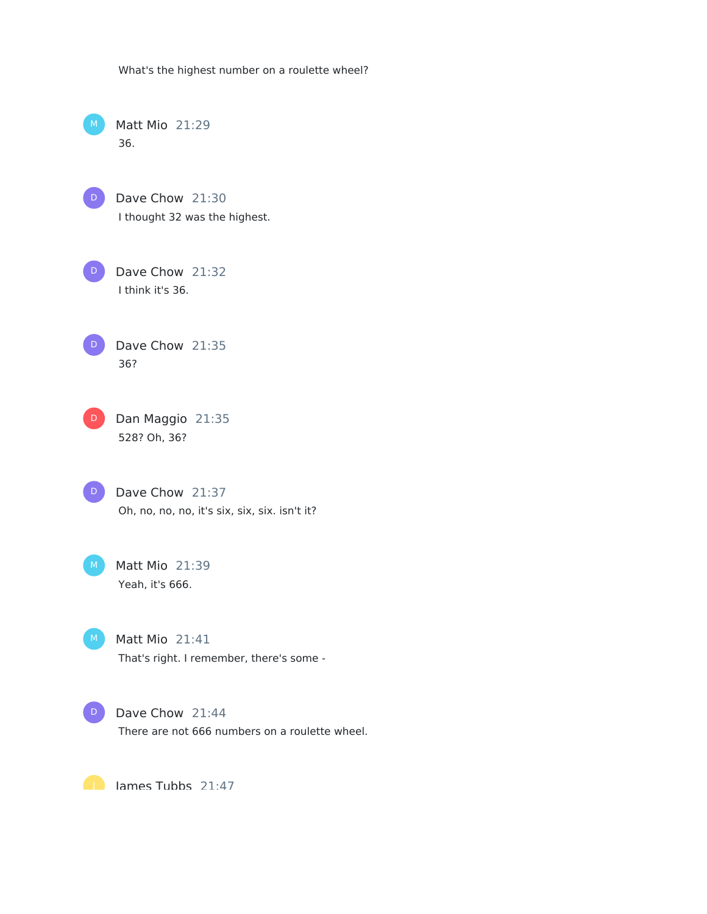What's the highest number on a roulette wheel?

Matt Mio 21:29
36.

Dave Chow 21:30
I thought 32 was the highest.

Dave Chow 21:32
I think it's 36.

Dave Chow 21:35
36?

Dan Maggio 21:35
528? Oh, 36?

Dave Chow 21:37
Oh, no, no, no, it's six, six, six. isn't it?

Matt Mio 21:39
Yeah, it's 666.

Matt Mio 21:41
That's right. I remember, there's some -

Dave Chow 21:44
There are not 666 numbers on a roulette wheel.

James Tubbs 21:47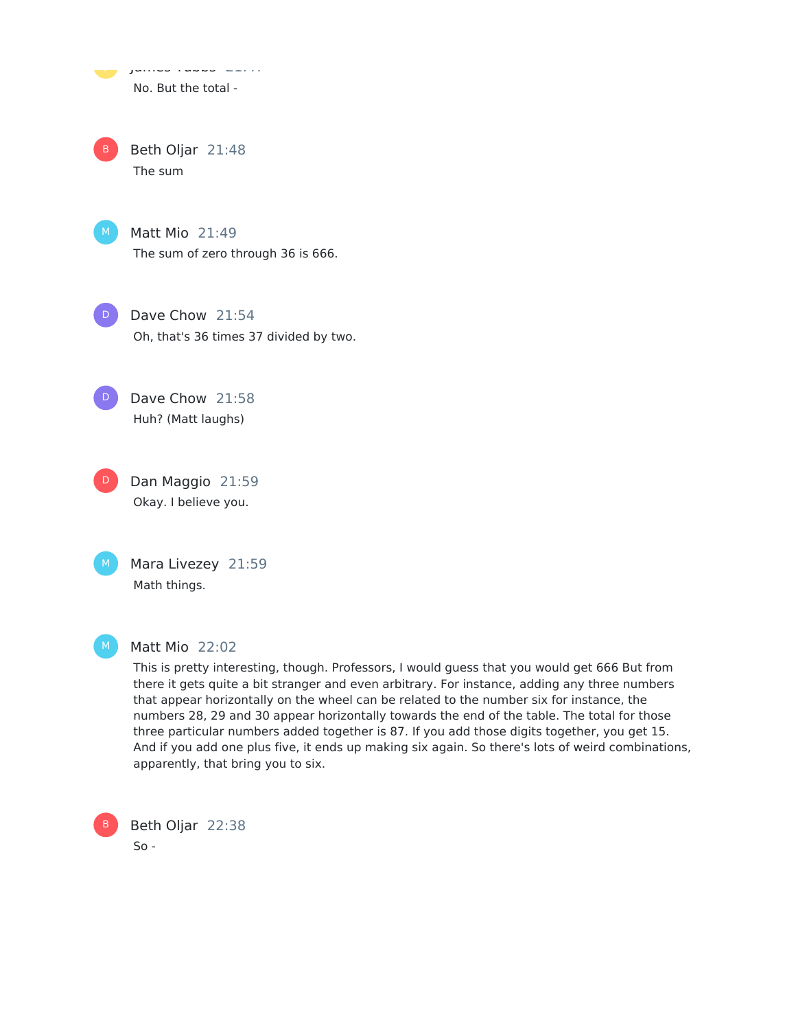No. But the total -

**Beth Oljar** 21:48

The sum

**Matt Mio** 21:49

The sum of zero through 36 is 666.

**Dave Chow** 21:54

Oh, that's 36 times 37 divided by two.

**Dave Chow** 21:58

Huh? (Matt laughs)

**Dan Maggio** 21:59

Okay. I believe you.

**Mara Livezey** 21:59

Math things.

**Matt Mio** 22:02

This is pretty interesting, though. Professors, I would guess that you would get 666 But from there it gets quite a bit stranger and even arbitrary. For instance, adding any three numbers that appear horizontally on the wheel can be related to the number six for instance, the numbers 28, 29 and 30 appear horizontally towards the end of the table. The total for those three particular numbers added together is 87. If you add those digits together, you get 15. And if you add one plus five, it ends up making six again. So there's lots of weird combinations, apparently, that bring you to six.

**Beth Oljar** 22:38

So -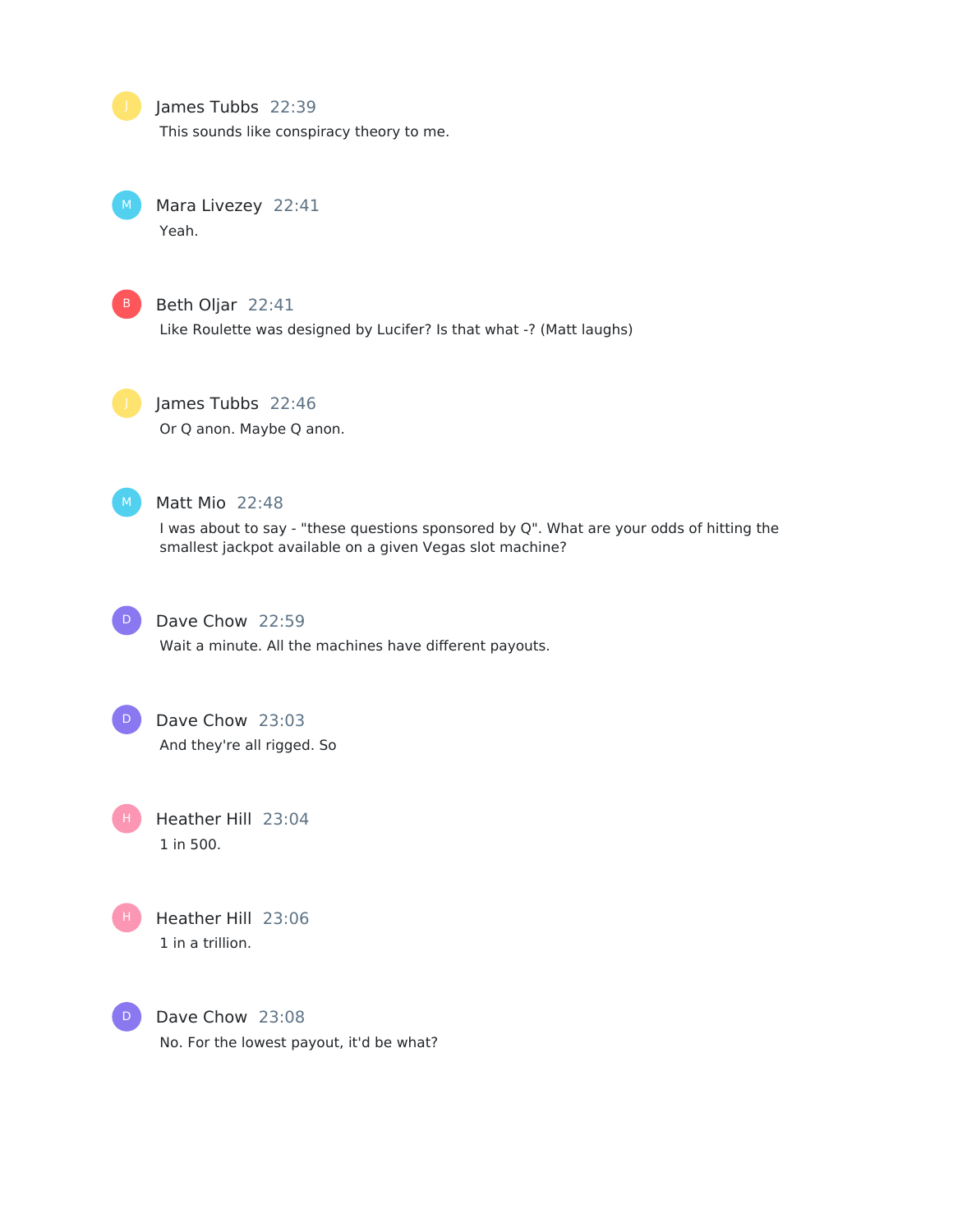**James Tubbs** 22:39
This sounds like conspiracy theory to me.

**Mara Livezey** 22:41
Yeah.

**Beth Oljar** 22:41
Like Roulette was designed by Lucifer? Is that what -? (Matt laughs)

**James Tubbs** 22:46
Or Q anon. Maybe Q anon.

**Matt Mio** 22:48
I was about to say - "these questions sponsored by Q". What are your odds of hitting the smallest jackpot available on a given Vegas slot machine?

**Dave Chow** 22:59
Wait a minute. All the machines have different payouts.

**Dave Chow** 23:03
And they're all rigged. So

**Heather Hill** 23:04
1 in 500.

**Heather Hill** 23:06
1 in a trillion.

**Dave Chow** 23:08
No. For the lowest payout, it'd be what?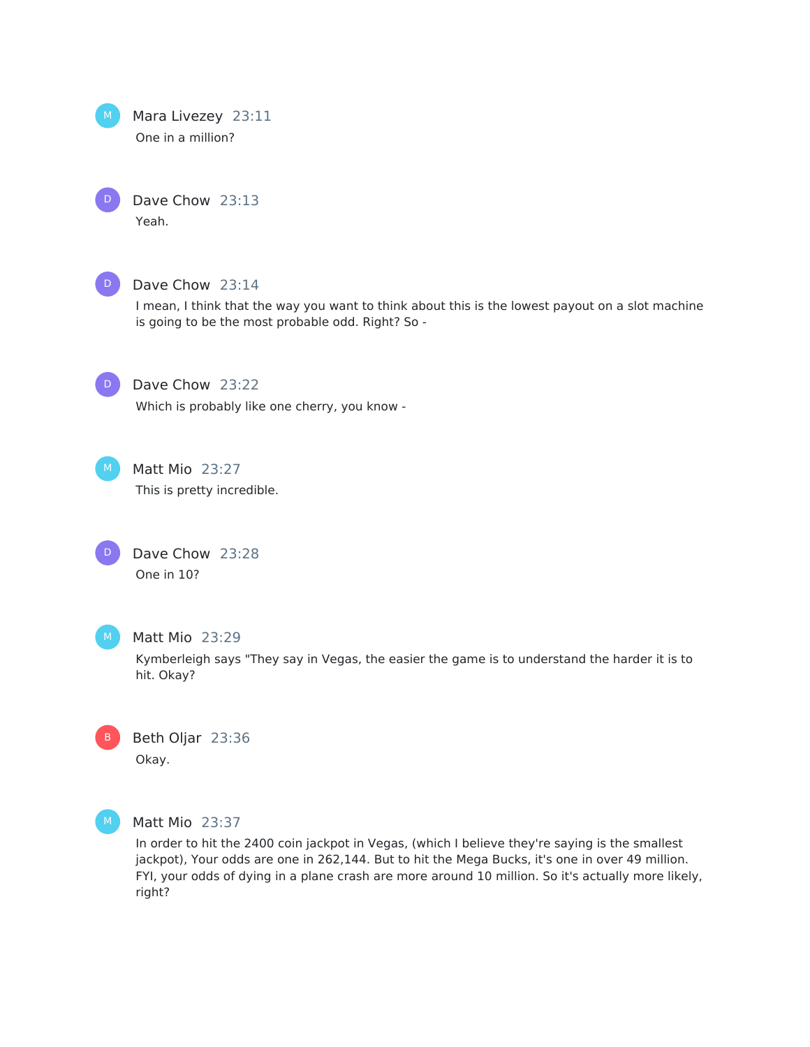Mara Livezey 23:11

One in a million?

Dave Chow 23:13

Yeah.

Dave Chow 23:14

I mean, I think that the way you want to think about this is the lowest payout on a slot machine is going to be the most probable odd. Right? So -

Dave Chow 23:22

Which is probably like one cherry, you know -

Matt Mio 23:27

This is pretty incredible.

Dave Chow 23:28

One in 10?

Matt Mio 23:29

Kymberleigh says "They say in Vegas, the easier the game is to understand the harder it is to hit. Okay?

Beth Oljar 23:36

Okay.

Matt Mio 23:37

In order to hit the 2400 coin jackpot in Vegas, (which I believe they're saying is the smallest jackpot), Your odds are one in 262,144. But to hit the Mega Bucks, it's one in over 49 million. FYI, your odds of dying in a plane crash are more around 10 million. So it's actually more likely, right?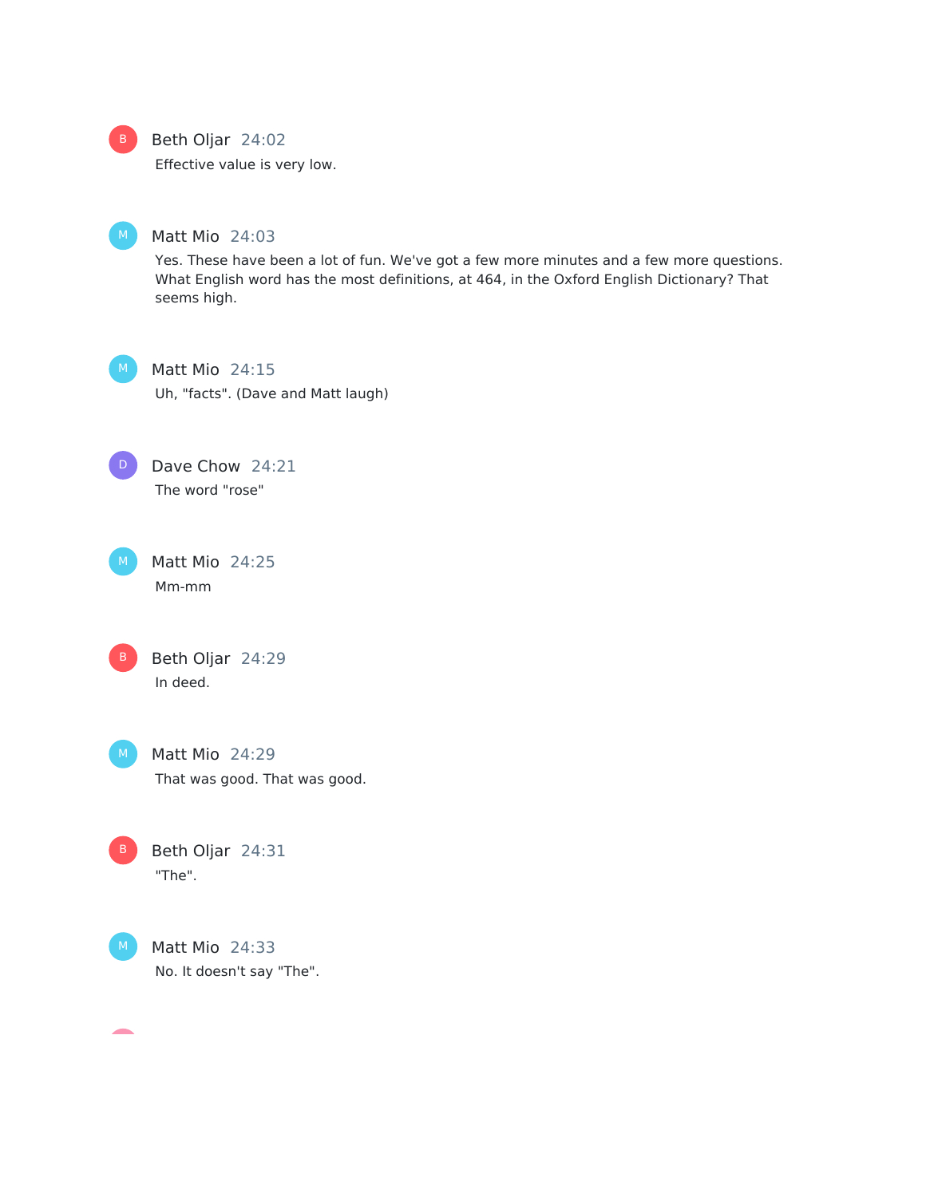**Beth Oljar** 24:02

Effective value is very low.

**Matt Mio** 24:03

Yes. These have been a lot of fun. We've got a few more minutes and a few more questions. What English word has the most definitions, at 464, in the Oxford English Dictionary? That seems high.

**Matt Mio** 24:15

Uh, "facts". (Dave and Matt laugh)

**Dave Chow** 24:21

The word "rose"

**Matt Mio** 24:25

Mm-mm

**Beth Oljar** 24:29

In deed.

**Matt Mio** 24:29

That was good. That was good.

**Beth Oljar** 24:31

"The".

**Matt Mio** 24:33

No. It doesn't say "The".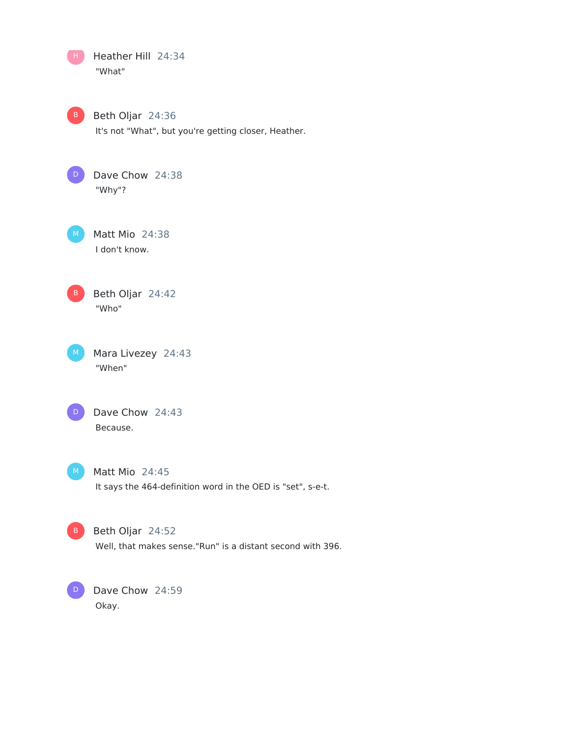**Heather Hill** 24:34

"What"

**Beth Oljar** 24:36

It's not "What", but you're getting closer, Heather.

**Dave Chow** 24:38

"Why"?

**Matt Mio** 24:38

I don't know.

**Beth Oljar** 24:42

"Who"

**Mara Livezey** 24:43

"When"

**Dave Chow** 24:43

Because.

**Matt Mio** 24:45

It says the 464-definition word in the OED is "set", s-e-t.

**Beth Oljar** 24:52

Well, that makes sense."Run" is a distant second with 396.

**Dave Chow** 24:59

Okay.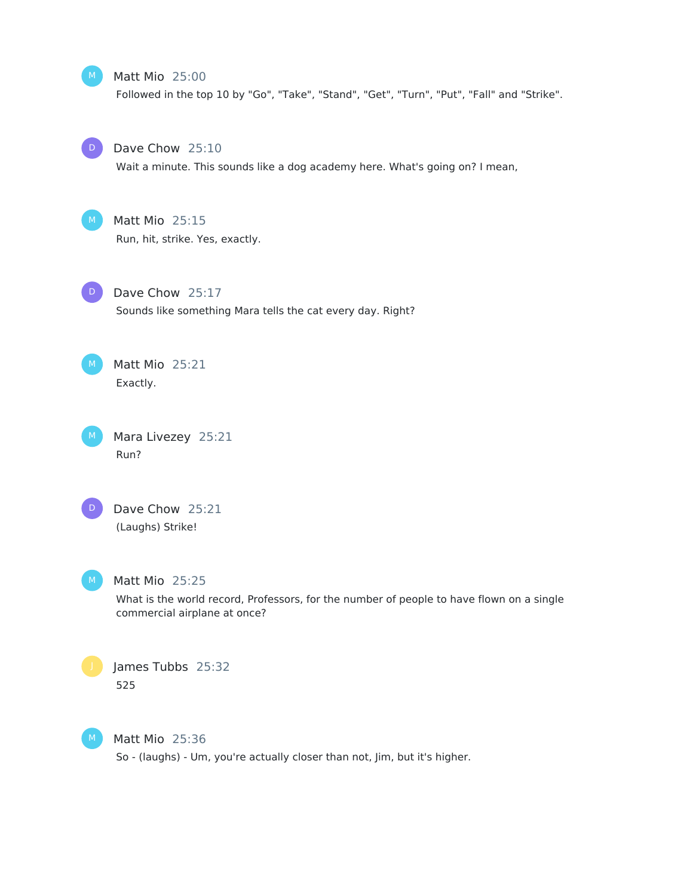M Matt Mio 25:00

Followed in the top 10 by "Go", "Take", "Stand", "Get", "Turn", "Put", "Fall" and "Strike".

D Dave Chow 25:10

Wait a minute. This sounds like a dog academy here. What's going on? I mean,

M Matt Mio 25:15

Run, hit, strike. Yes, exactly.

D Dave Chow 25:17

Sounds like something Mara tells the cat every day. Right?

M Matt Mio 25:21

Exactly.

M Mara Livezey 25:21

Run?

D Dave Chow 25:21

(Laughs) Strike!

M Matt Mio 25:25

What is the world record, Professors, for the number of people to have flown on a single commercial airplane at once?

J James Tubbs 25:32

525

M Matt Mio 25:36

So - (laughs) - Um, you're actually closer than not, Jim, but it's higher.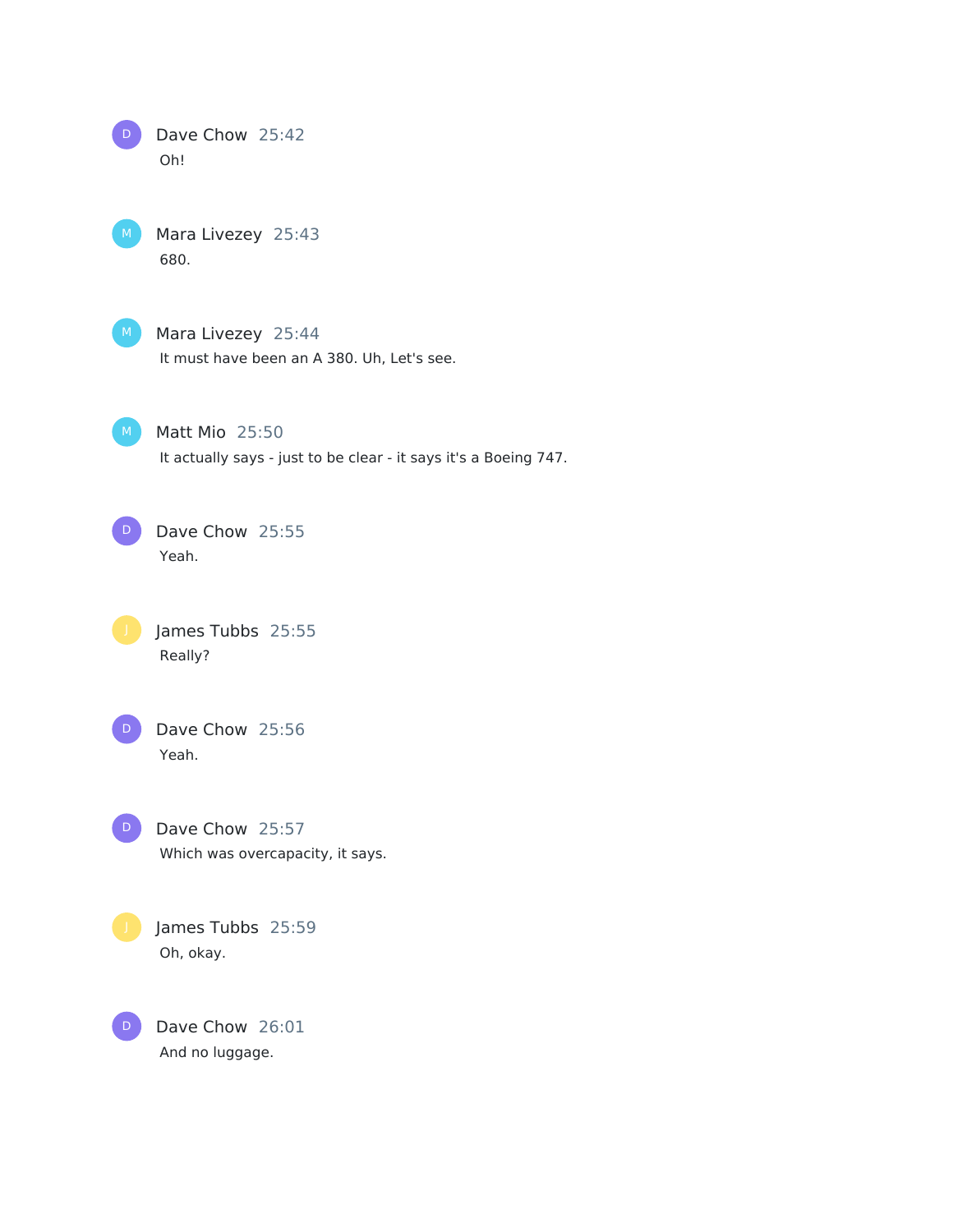Dave Chow 25:42
Oh!

Mara Livezey 25:43
680.

Mara Livezey 25:44
It must have been an A 380. Uh, Let's see.

Matt Mio 25:50
It actually says - just to be clear - it says it's a Boeing 747.

Dave Chow 25:55
Yeah.

James Tubbs 25:55
Really?

Dave Chow 25:56
Yeah.

Dave Chow 25:57
Which was overcapacity, it says.

James Tubbs 25:59
Oh, okay.

Dave Chow 26:01
And no luggage.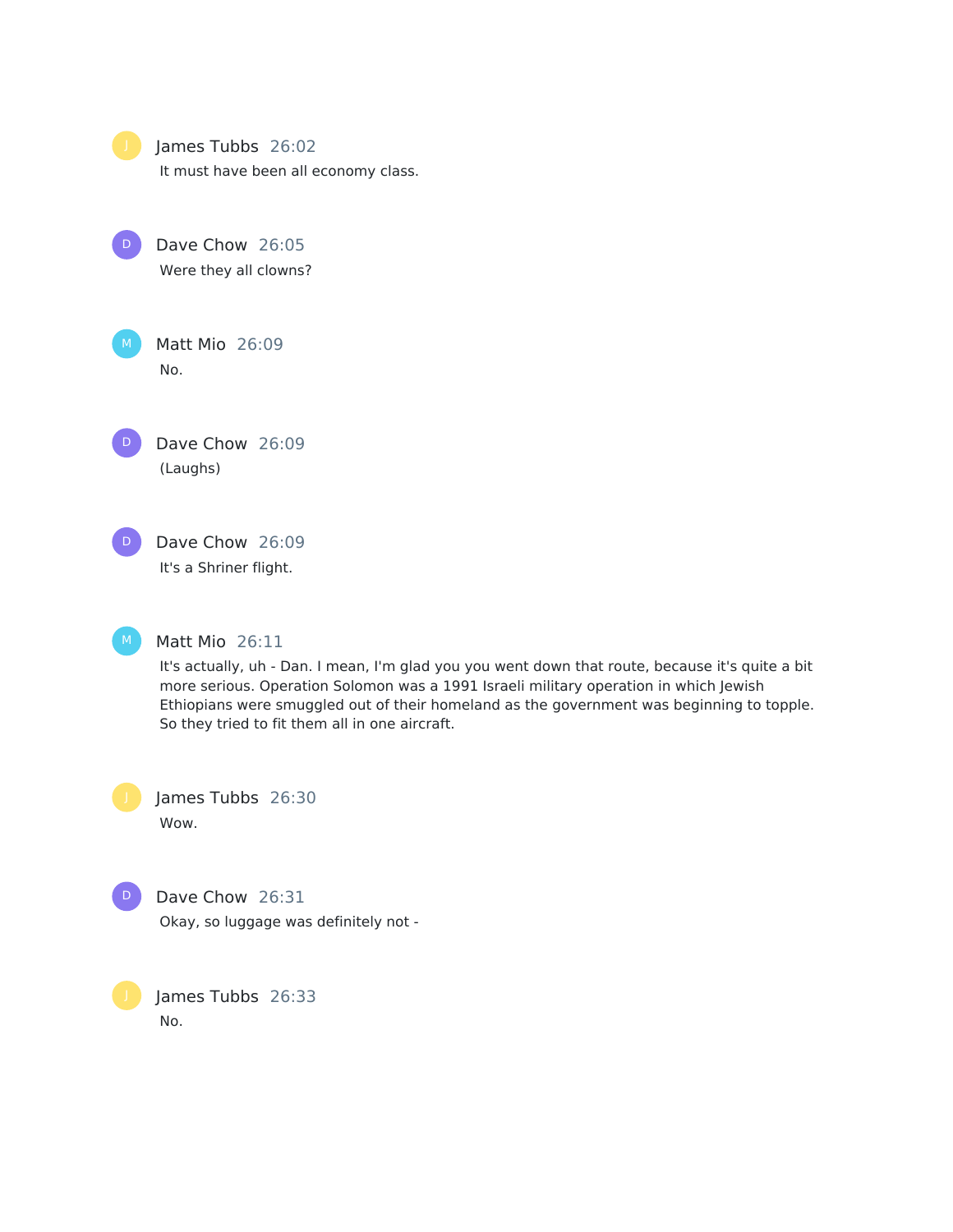James Tubbs 26:02

It must have been all economy class.

Dave Chow 26:05

Were they all clowns?

Matt Mio 26:09

No.

Dave Chow 26:09

(Laughs)

Dave Chow 26:09

It's a Shriner flight.

Matt Mio 26:11

It's actually, uh - Dan. I mean, I'm glad you you went down that route, because it's quite a bit more serious. Operation Solomon was a 1991 Israeli military operation in which Jewish Ethiopians were smuggled out of their homeland as the government was beginning to topple. So they tried to fit them all in one aircraft.

James Tubbs 26:30

Wow.

Dave Chow 26:31

Okay, so luggage was definitely not -

James Tubbs 26:33

No.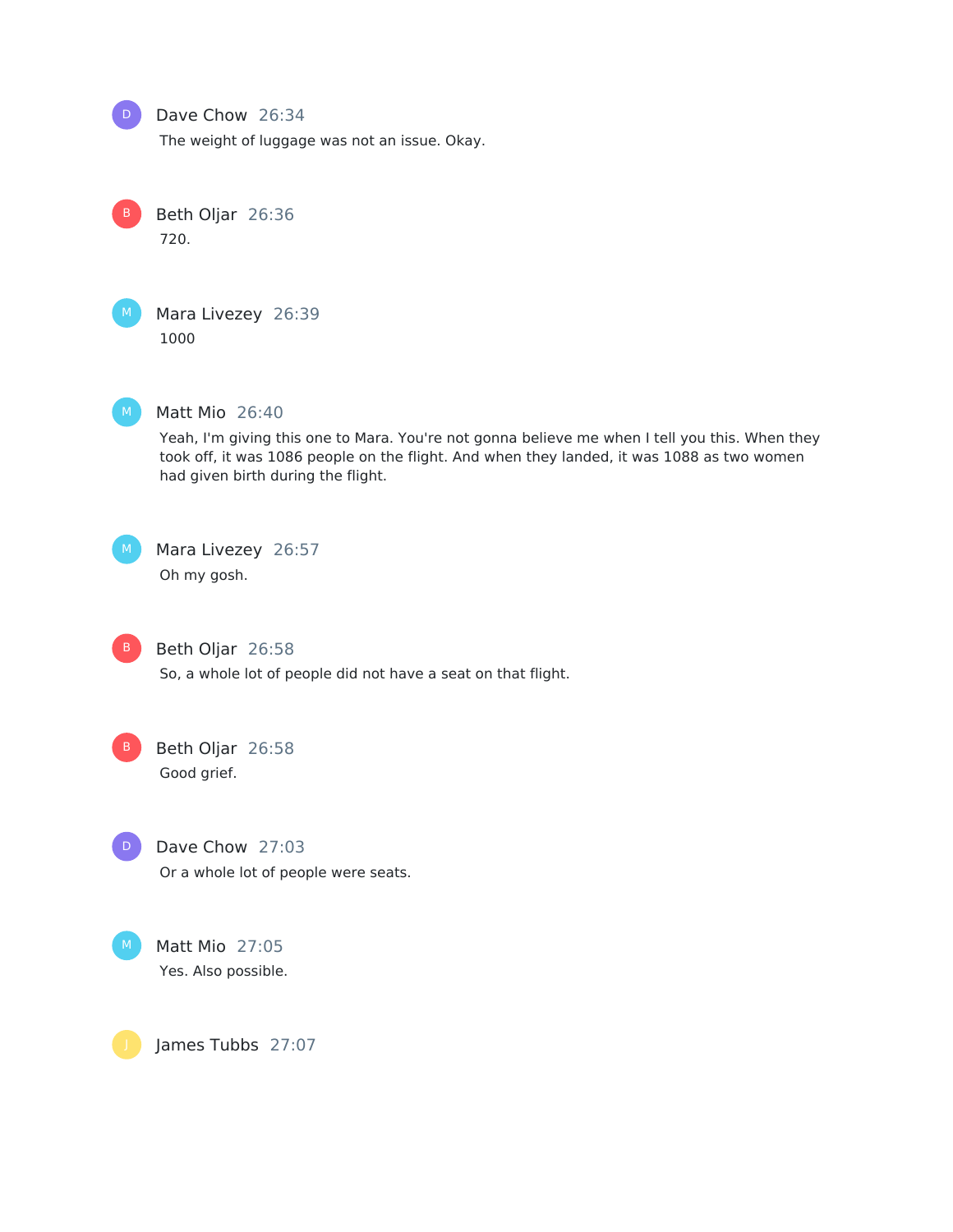**Dave Chow** 26:34

The weight of luggage was not an issue. Okay.

**Beth Oljar** 26:36

720.

**Mara Livezey** 26:39

1000

**Matt Mio** 26:40

Yeah, I'm giving this one to Mara. You're not gonna believe me when I tell you this. When they took off, it was 1086 people on the flight. And when they landed, it was 1088 as two women had given birth during the flight.

**Mara Livezey** 26:57

Oh my gosh.

**Beth Oljar** 26:58

So, a whole lot of people did not have a seat on that flight.

**Beth Oljar** 26:58

Good grief.

**Dave Chow** 27:03

Or a whole lot of people were seats.

**Matt Mio** 27:05

Yes. Also possible.

**James Tubbs** 27:07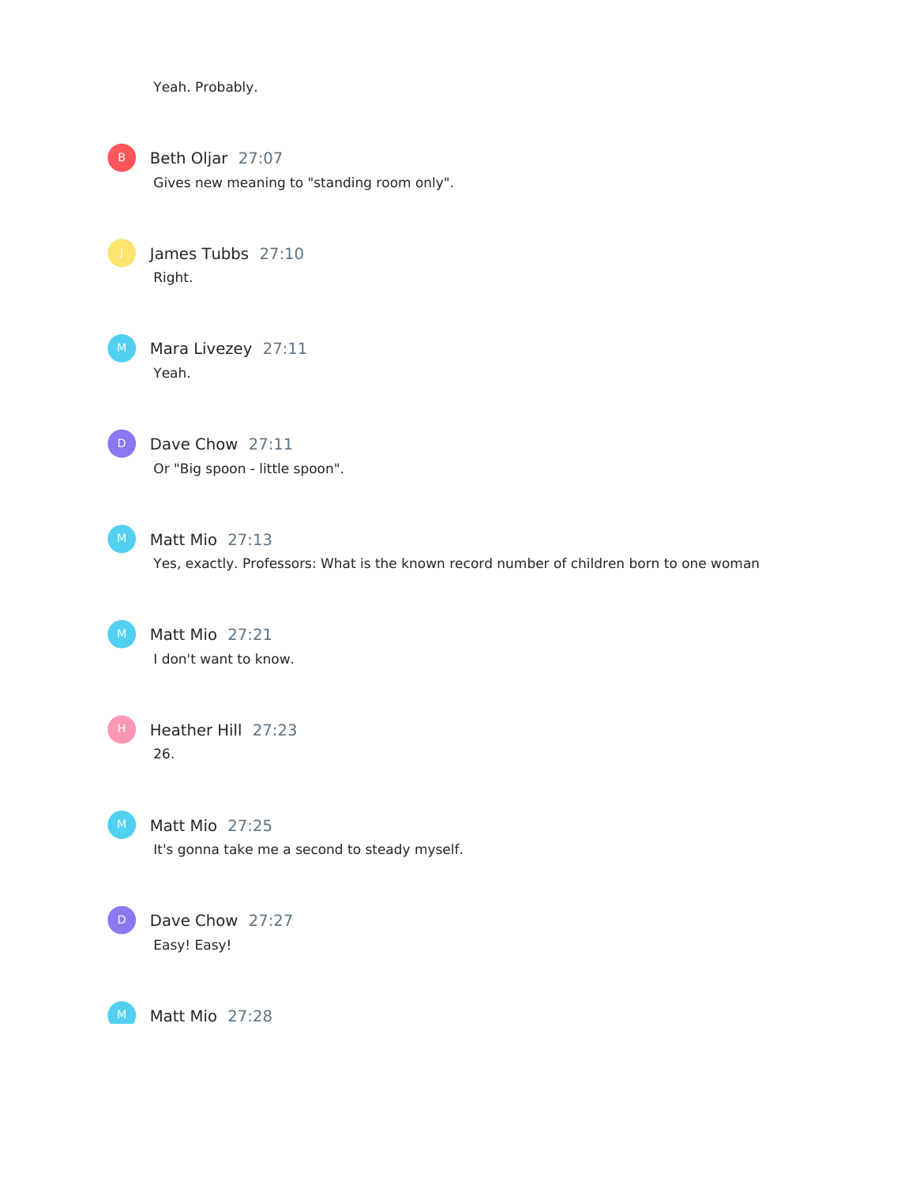Yeah. Probably.

Beth Oljar 27:07
Gives new meaning to "standing room only".

James Tubbs 27:10
Right.

Mara Livezey 27:11
Yeah.

Dave Chow 27:11
Or "Big spoon - little spoon".

Matt Mio 27:13
Yes, exactly. Professors: What is the known record number of children born to one woman

Matt Mio 27:21
I don't want to know.

Heather Hill 27:23
26.

Matt Mio 27:25
It's gonna take me a second to steady myself.

Dave Chow 27:27
Easy! Easy!

Matt Mio 27:28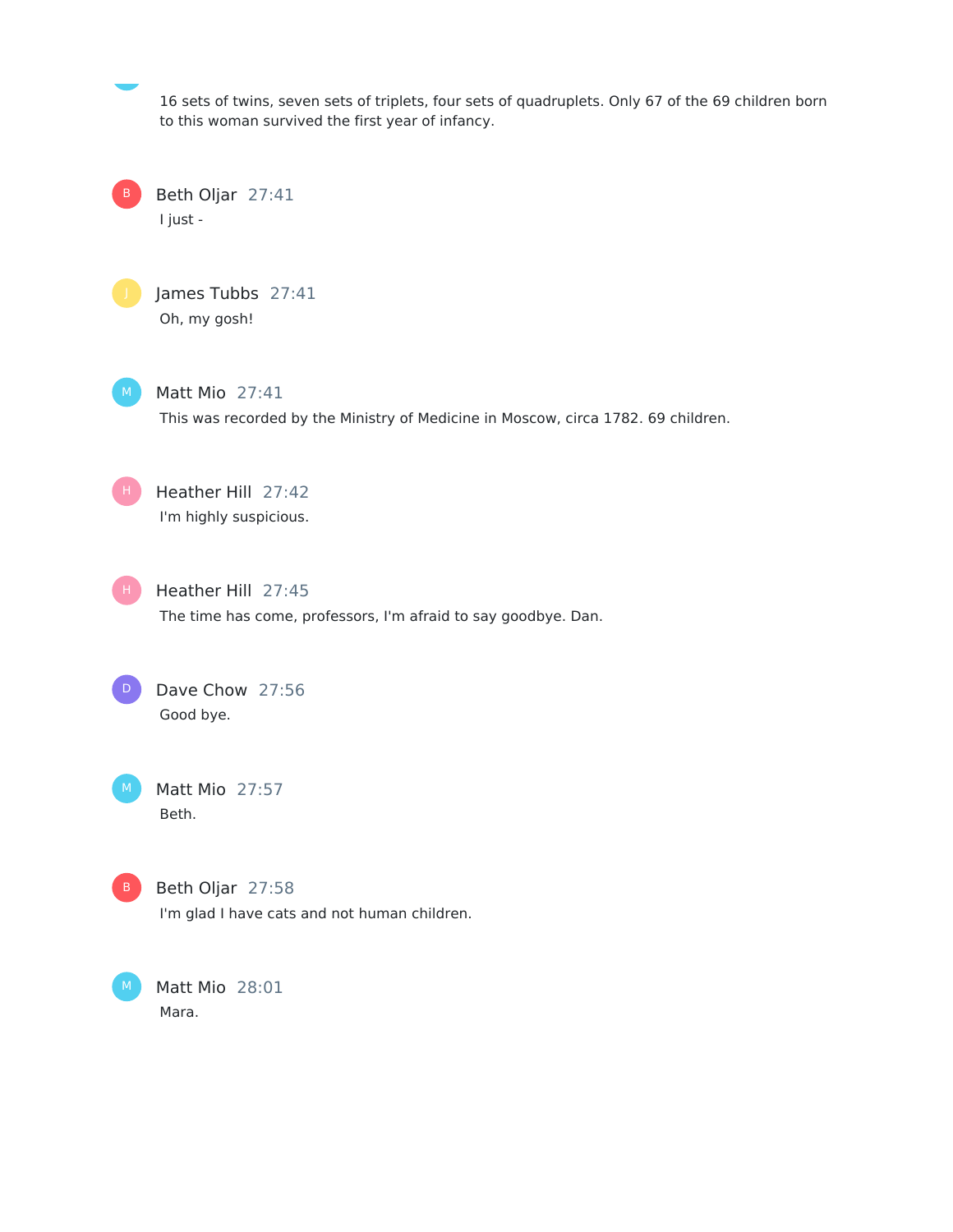16 sets of twins, seven sets of triplets, four sets of quadruplets. Only 67 of the 69 children born to this woman survived the first year of infancy.

Beth Oljar 27:41
I just -

James Tubbs 27:41
Oh, my gosh!

Matt Mio 27:41
This was recorded by the Ministry of Medicine in Moscow, circa 1782. 69 children.

Heather Hill 27:42
I'm highly suspicious.

Heather Hill 27:45
The time has come, professors, I'm afraid to say goodbye. Dan.

Dave Chow 27:56
Good bye.

Matt Mio 27:57
Beth.

Beth Oljar 27:58
I'm glad I have cats and not human children.

Matt Mio 28:01
Mara.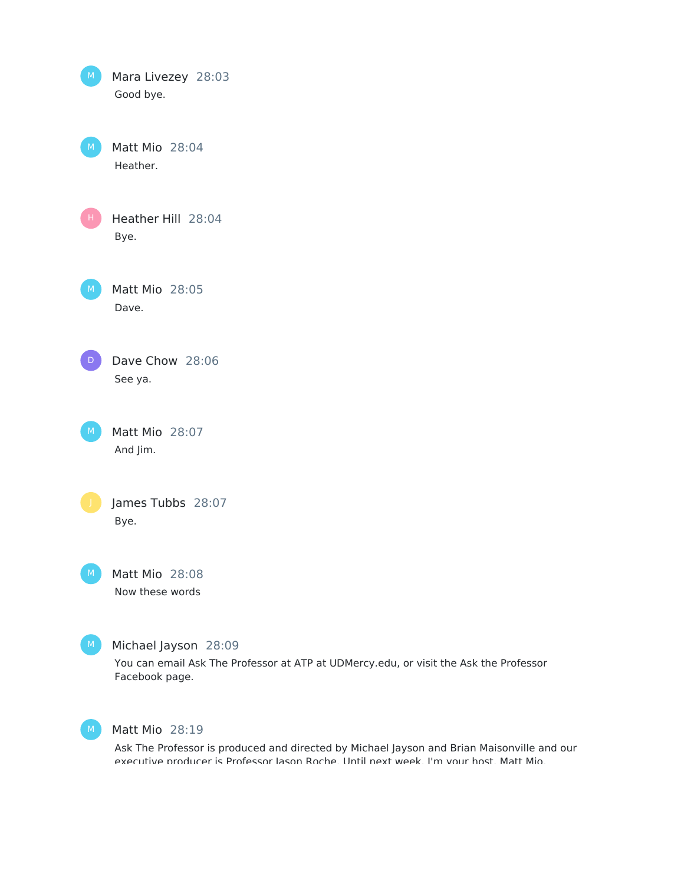Mara Livezey 28:03
Good bye.

Matt Mio 28:04
Heather.

Heather Hill 28:04
Bye.

Matt Mio 28:05
Dave.

Dave Chow 28:06
See ya.

Matt Mio 28:07
And Jim.

James Tubbs 28:07
Bye.

Matt Mio 28:08
Now these words

Michael Jayson 28:09
You can email Ask The Professor at ATP at UDMercy.edu, or visit the Ask the Professor Facebook page.

Matt Mio 28:19
Ask The Professor is produced and directed by Michael Jayson and Brian Maisonville and our executive producer is Professor Jason Roche. Until next week, I'm your host, Matt Mio.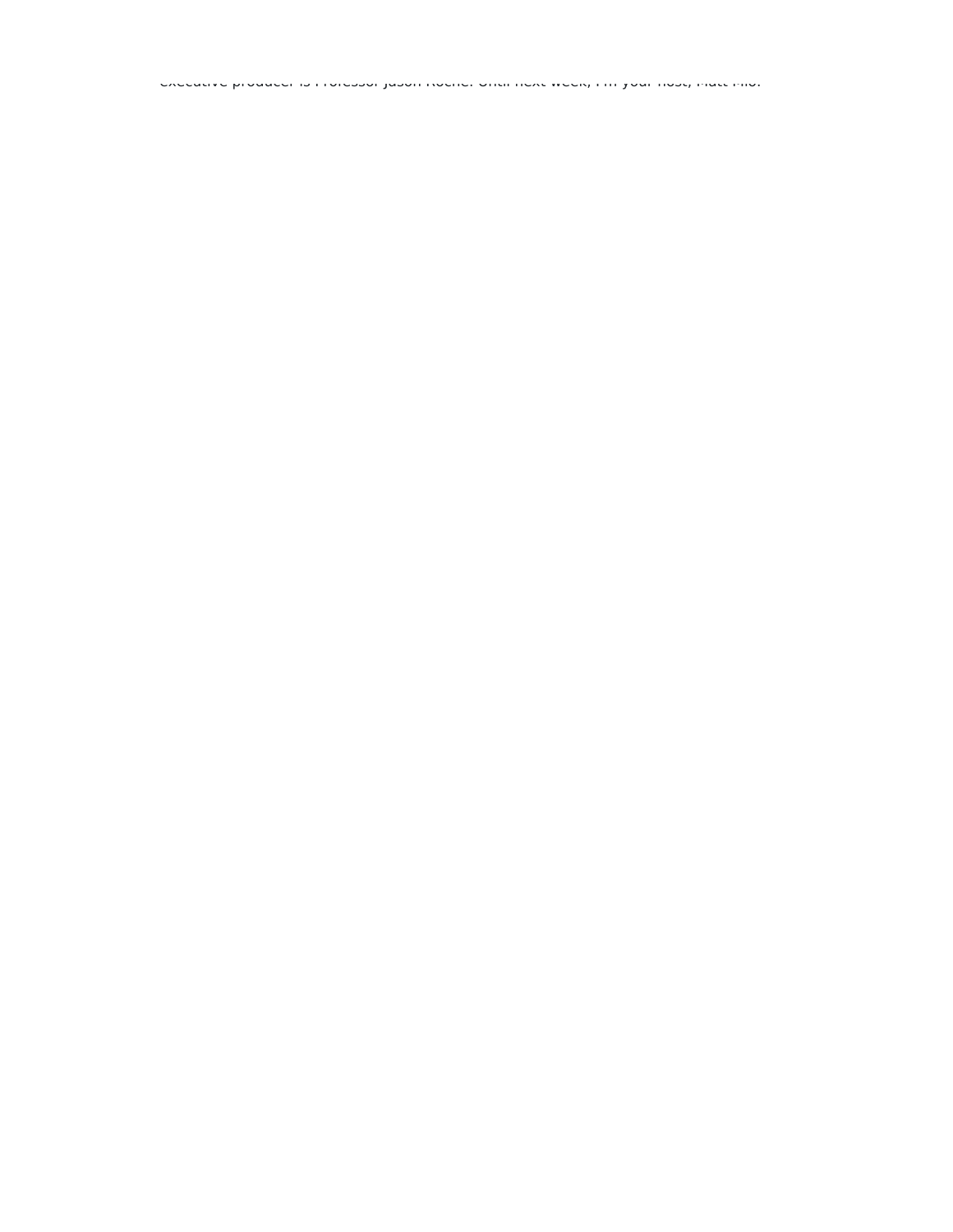executive producer is Professor Jason Roche. Until next week, I'm your host, Matt Mio.